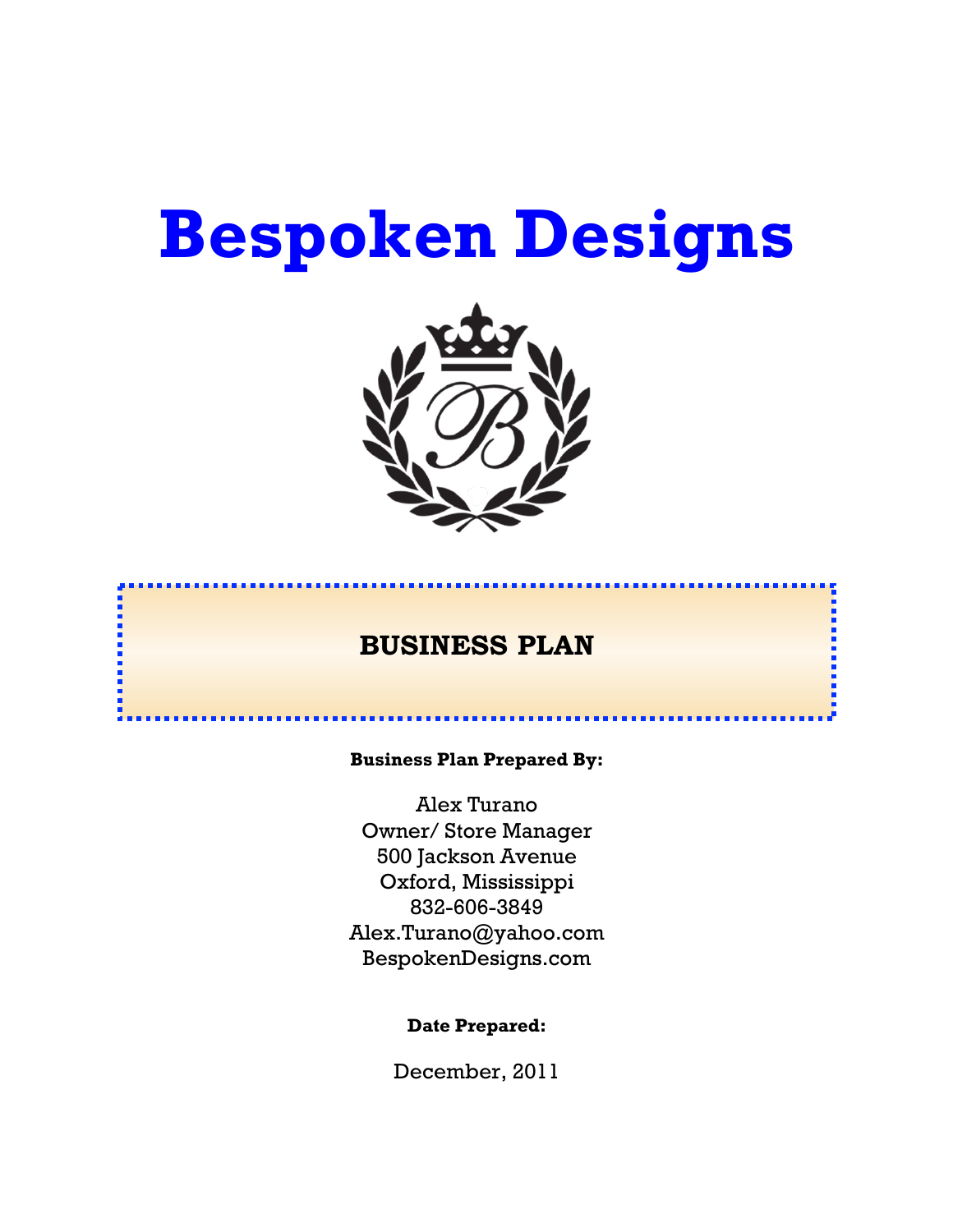# Bespoken Designs

## BUSINESS PLAN

**Business Plan Prepared By:**

Alex Turano
Owner/ Store Manager
500 Jackson Avenue
Oxford, Mississippi
832-606-3849
Alex.Turano@yahoo.com
BespokenDesigns.com

**Date Prepared:**

December, 2011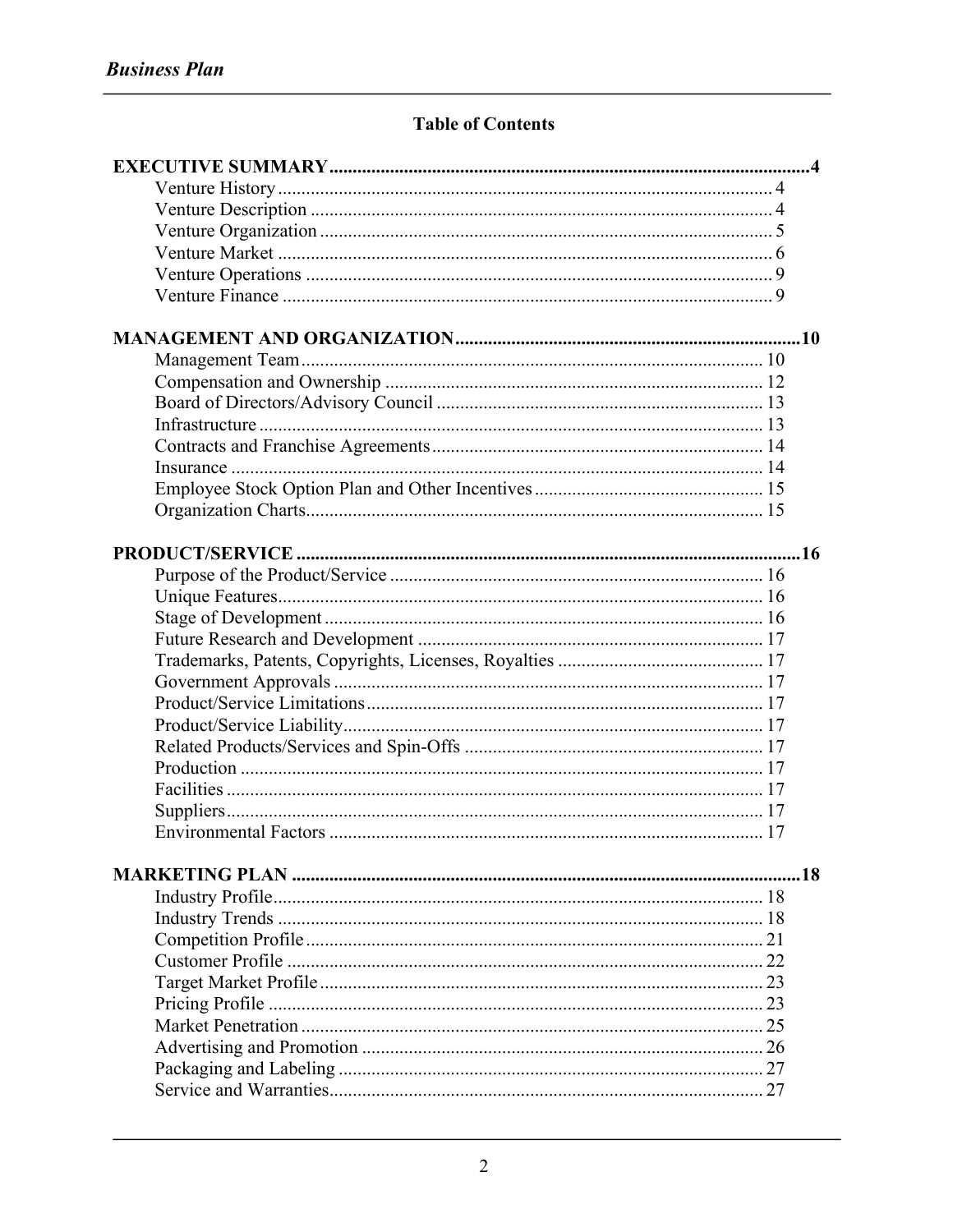## Table of Contents

**EXECUTIVE SUMMARY** .......... **4**

- Venture History .......... 4
- Venture Description .......... 4
- Venture Organization .......... 5
- Venture Market .......... 6
- Venture Operations .......... 9
- Venture Finance .......... 9

**MANAGEMENT AND ORGANIZATION** .......... **10**

- Management Team .......... 10
- Compensation and Ownership .......... 12
- Board of Directors/Advisory Council .......... 13
- Infrastructure .......... 13
- Contracts and Franchise Agreements .......... 14
- Insurance .......... 14
- Employee Stock Option Plan and Other Incentives .......... 15
- Organization Charts .......... 15

**PRODUCT/SERVICE** .......... **16**

- Purpose of the Product/Service .......... 16
- Unique Features .......... 16
- Stage of Development .......... 16
- Future Research and Development .......... 17
- Trademarks, Patents, Copyrights, Licenses, Royalties .......... 17
- Government Approvals .......... 17
- Product/Service Limitations .......... 17
- Product/Service Liability .......... 17
- Related Products/Services and Spin-Offs .......... 17
- Production .......... 17
- Facilities .......... 17
- Suppliers .......... 17
- Environmental Factors .......... 17

**MARKETING PLAN** .......... **18**

- Industry Profile .......... 18
- Industry Trends .......... 18
- Competition Profile .......... 21
- Customer Profile .......... 22
- Target Market Profile .......... 23
- Pricing Profile .......... 23
- Market Penetration .......... 25
- Advertising and Promotion .......... 26
- Packaging and Labeling .......... 27
- Service and Warranties .......... 27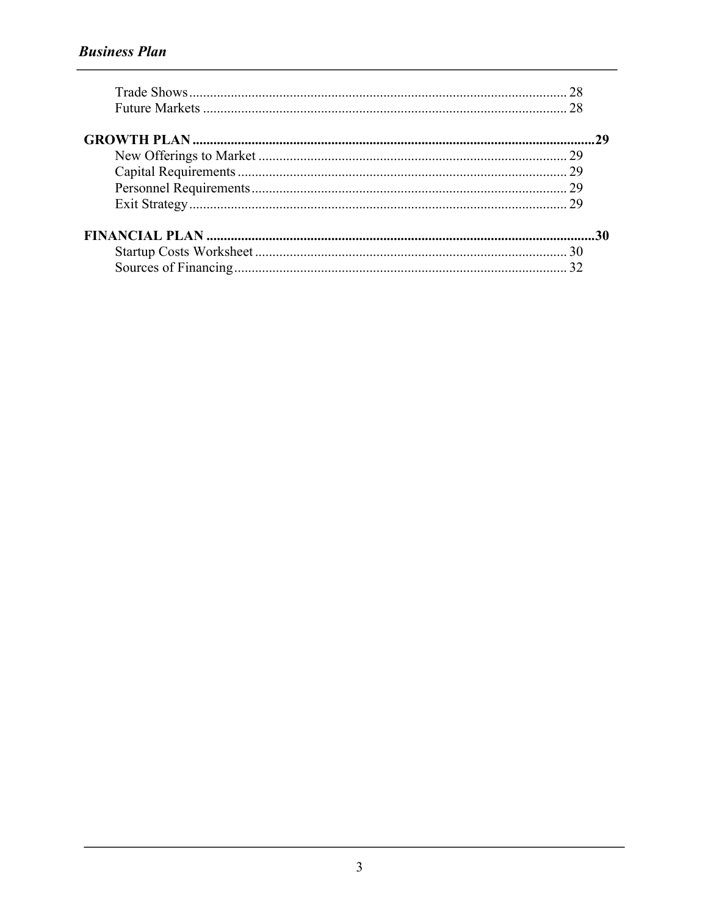Trade Shows ........................................................................................................ 28
Future Markets ..................................................................................................... 28

**GROWTH PLAN .......................................................................................................29**

New Offerings to Market ..................................................................................... 29
Capital Requirements .......................................................................................... 29
Personnel Requirements ...................................................................................... 29
Exit Strategy ........................................................................................................ 29

**FINANCIAL PLAN ...................................................................................................30**

Startup Costs Worksheet ...................................................................................... 30
Sources of Financing ............................................................................................ 32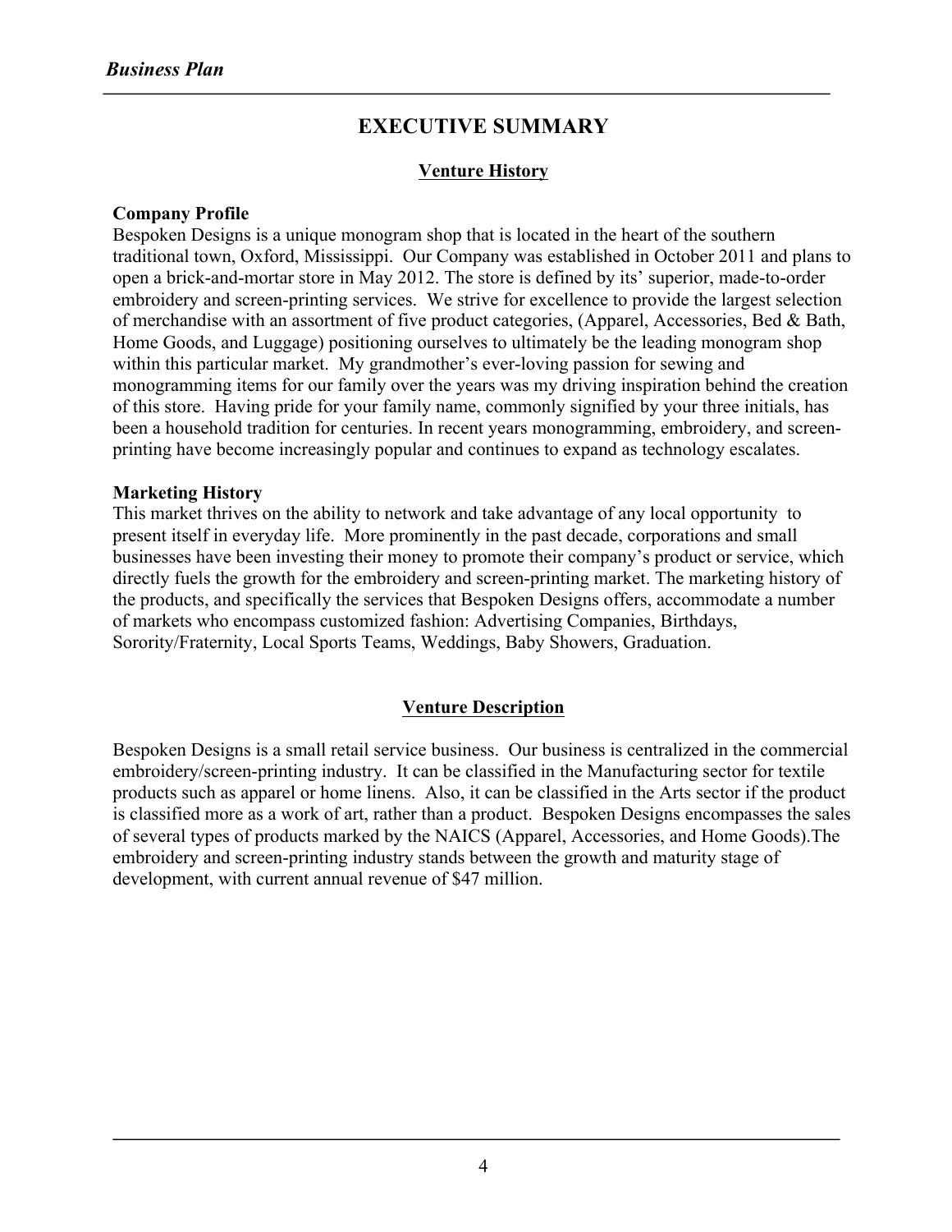# EXECUTIVE SUMMARY

## Venture History

**Company Profile**

Bespoken Designs is a unique monogram shop that is located in the heart of the southern traditional town, Oxford, Mississippi. Our Company was established in October 2011 and plans to open a brick-and-mortar store in May 2012. The store is defined by its' superior, made-to-order embroidery and screen-printing services. We strive for excellence to provide the largest selection of merchandise with an assortment of five product categories, (Apparel, Accessories, Bed & Bath, Home Goods, and Luggage) positioning ourselves to ultimately be the leading monogram shop within this particular market. My grandmother's ever-loving passion for sewing and monogramming items for our family over the years was my driving inspiration behind the creation of this store. Having pride for your family name, commonly signified by your three initials, has been a household tradition for centuries. In recent years monogramming, embroidery, and screen-printing have become increasingly popular and continues to expand as technology escalates.

**Marketing History**

This market thrives on the ability to network and take advantage of any local opportunity to present itself in everyday life. More prominently in the past decade, corporations and small businesses have been investing their money to promote their company's product or service, which directly fuels the growth for the embroidery and screen-printing market. The marketing history of the products, and specifically the services that Bespoken Designs offers, accommodate a number of markets who encompass customized fashion: Advertising Companies, Birthdays, Sorority/Fraternity, Local Sports Teams, Weddings, Baby Showers, Graduation.

## Venture Description

Bespoken Designs is a small retail service business. Our business is centralized in the commercial embroidery/screen-printing industry. It can be classified in the Manufacturing sector for textile products such as apparel or home linens. Also, it can be classified in the Arts sector if the product is classified more as a work of art, rather than a product. Bespoken Designs encompasses the sales of several types of products marked by the NAICS (Apparel, Accessories, and Home Goods).The embroidery and screen-printing industry stands between the growth and maturity stage of development, with current annual revenue of $47 million.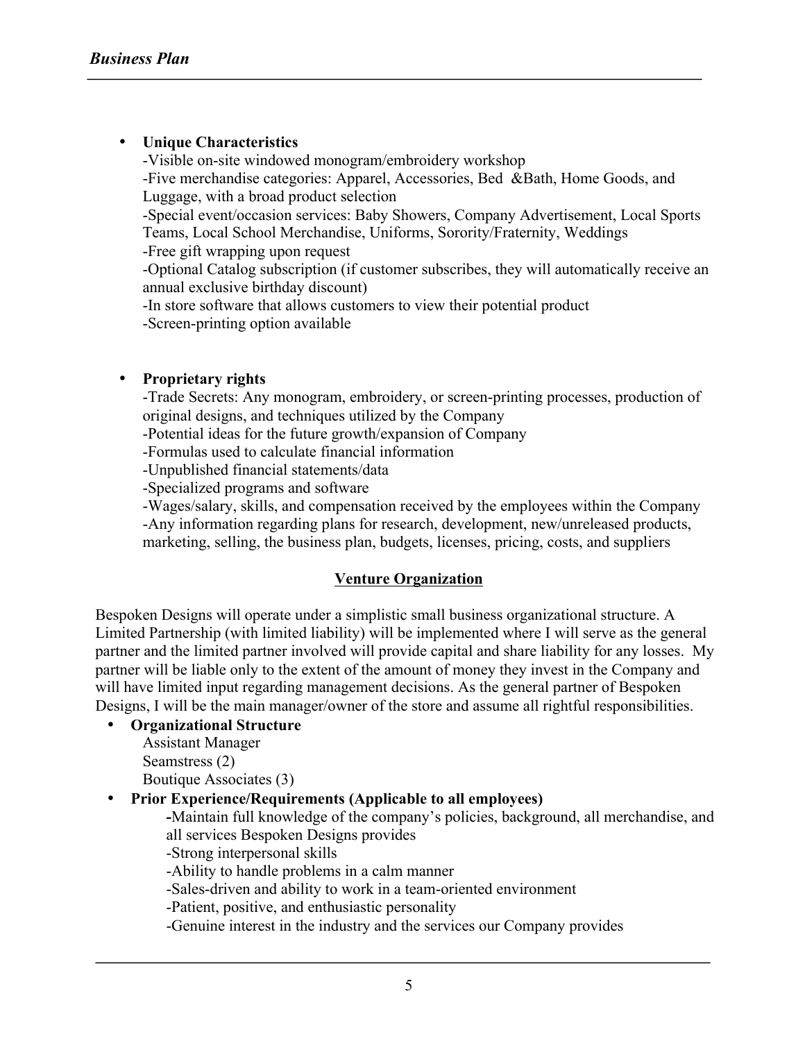- **Unique Characteristics**
  - -Visible on-site windowed monogram/embroidery workshop
  - -Five merchandise categories: Apparel, Accessories, Bed &Bath, Home Goods, and Luggage, with a broad product selection
  - -Special event/occasion services: Baby Showers, Company Advertisement, Local Sports Teams, Local School Merchandise, Uniforms, Sorority/Fraternity, Weddings
  - -Free gift wrapping upon request
  - -Optional Catalog subscription (if customer subscribes, they will automatically receive an annual exclusive birthday discount)
  - -In store software that allows customers to view their potential product
  - -Screen-printing option available

- **Proprietary rights**
  - -Trade Secrets: Any monogram, embroidery, or screen-printing processes, production of original designs, and techniques utilized by the Company
  - -Potential ideas for the future growth/expansion of Company
  - -Formulas used to calculate financial information
  - -Unpublished financial statements/data
  - -Specialized programs and software
  - -Wages/salary, skills, and compensation received by the employees within the Company
  - -Any information regarding plans for research, development, new/unreleased products, marketing, selling, the business plan, budgets, licenses, pricing, costs, and suppliers

## Venture Organization

Bespoken Designs will operate under a simplistic small business organizational structure. A Limited Partnership (with limited liability) will be implemented where I will serve as the general partner and the limited partner involved will provide capital and share liability for any losses. My partner will be liable only to the extent of the amount of money they invest in the Company and will have limited input regarding management decisions. As the general partner of Bespoken Designs, I will be the main manager/owner of the store and assume all rightful responsibilities.

- **Organizational Structure**
  - Assistant Manager
  - Seamstress (2)
  - Boutique Associates (3)
- **Prior Experience/Requirements (Applicable to all employees)**
  - -Maintain full knowledge of the company's policies, background, all merchandise, and all services Bespoken Designs provides
  - -Strong interpersonal skills
  - -Ability to handle problems in a calm manner
  - -Sales-driven and ability to work in a team-oriented environment
  - -Patient, positive, and enthusiastic personality
  - -Genuine interest in the industry and the services our Company provides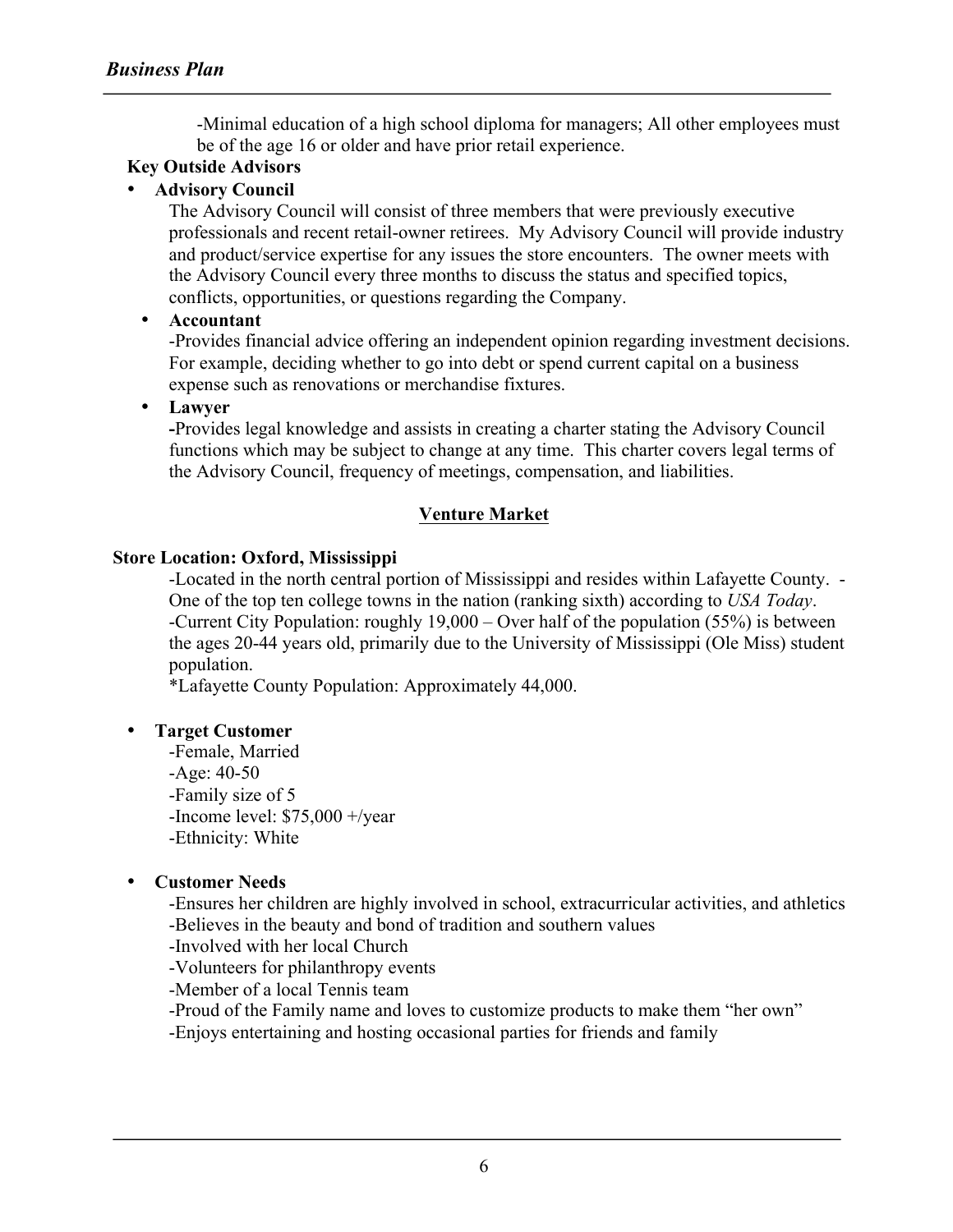-Minimal education of a high school diploma for managers; All other employees must be of the age 16 or older and have prior retail experience.

**Key Outside Advisors**

- **Advisory Council**

  The Advisory Council will consist of three members that were previously executive professionals and recent retail-owner retirees. My Advisory Council will provide industry and product/service expertise for any issues the store encounters. The owner meets with the Advisory Council every three months to discuss the status and specified topics, conflicts, opportunities, or questions regarding the Company.

- **Accountant**

  -Provides financial advice offering an independent opinion regarding investment decisions. For example, deciding whether to go into debt or spend current capital on a business expense such as renovations or merchandise fixtures.

- **Lawyer**

  **-**Provides legal knowledge and assists in creating a charter stating the Advisory Council functions which may be subject to change at any time. This charter covers legal terms of the Advisory Council, frequency of meetings, compensation, and liabilities.

## Venture Market

**Store Location: Oxford, Mississippi**

-Located in the north central portion of Mississippi and resides within Lafayette County. -One of the top ten college towns in the nation (ranking sixth) according to *USA Today*.
-Current City Population: roughly 19,000 – Over half of the population (55%) is between the ages 20-44 years old, primarily due to the University of Mississippi (Ole Miss) student population.
*Lafayette County Population: Approximately 44,000.

- **Target Customer**

  -Female, Married
  -Age: 40-50
  -Family size of 5
  -Income level: $75,000 +/year
  -Ethnicity: White

- **Customer Needs**

  -Ensures her children are highly involved in school, extracurricular activities, and athletics
  -Believes in the beauty and bond of tradition and southern values
  -Involved with her local Church
  -Volunteers for philanthropy events
  -Member of a local Tennis team
  -Proud of the Family name and loves to customize products to make them "her own"
  -Enjoys entertaining and hosting occasional parties for friends and family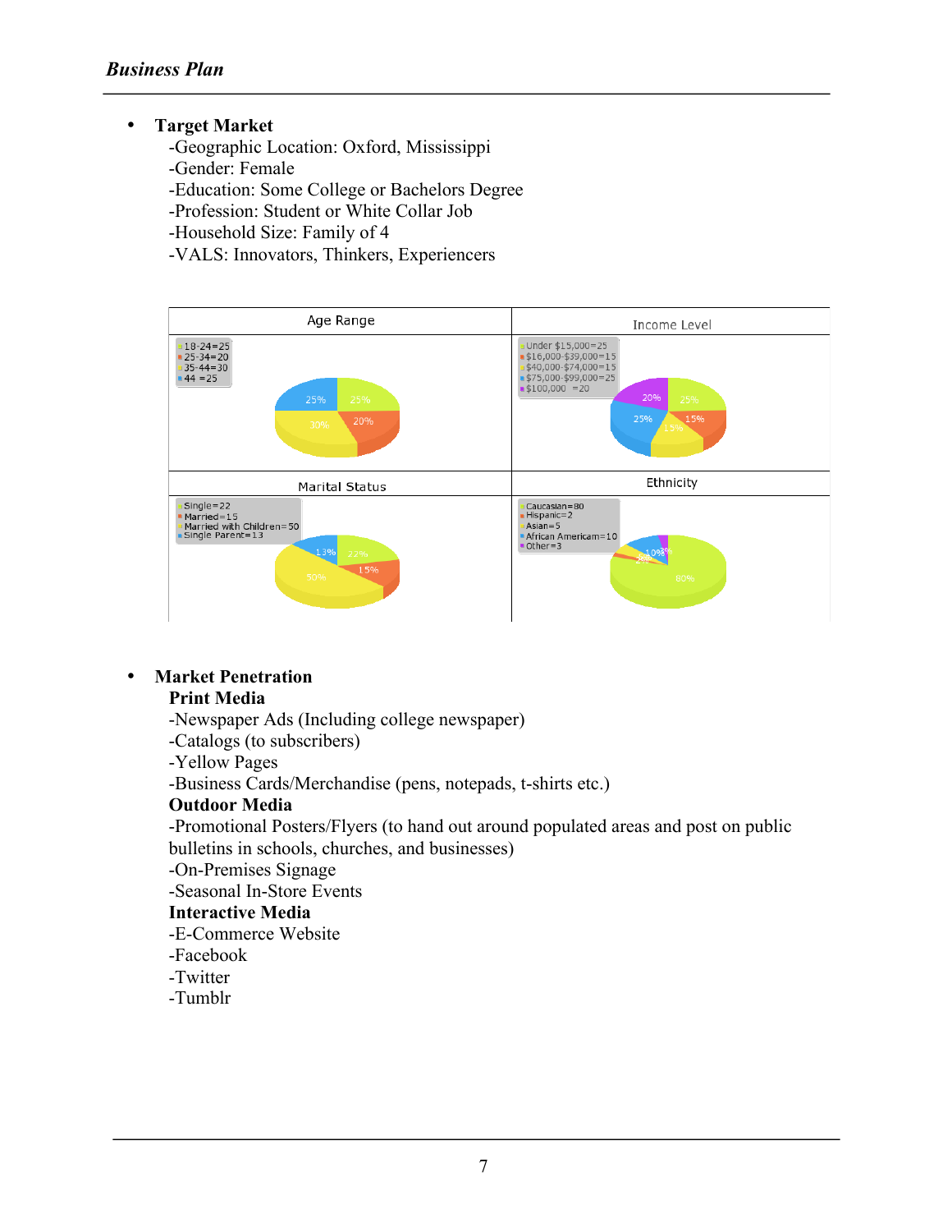- **Target Market**
  - -Geographic Location: Oxford, Mississippi
  - -Gender: Female
  - -Education: Some College or Bachelors Degree
  - -Profession: Student or White Collar Job
  - -Household Size: Family of 4
  - -VALS: Innovators, Thinkers, Experiencers

| Age Range | Income Level |
|---|---|
| 18-24=25<br>25-34=20<br>35-44=30<br>44 =25<br>25%, 25%, 30%, 20% | Under $15,000=25<br>$16,000-$39,000=15<br>$40,000-$74,000=15<br>$75,000-$99,000=25<br>$100,000 =20<br>20%, 25%, 25%, 15%, 15% |
| **Marital Status** | **Ethnicity** |
| Single=22<br>Married=15<br>Married with Children=50<br>Single Parent=13<br>13%, 22%, 15%, 50% | Caucasian=80<br>Hispanic=2<br>Asian=5<br>African Americam=10<br>Other=3<br>10%, 3%, 80% |

- **Market Penetration**

  **Print Media**
  - -Newspaper Ads (Including college newspaper)
  - -Catalogs (to subscribers)
  - -Yellow Pages
  - -Business Cards/Merchandise (pens, notepads, t-shirts etc.)

  **Outdoor Media**
  - -Promotional Posters/Flyers (to hand out around populated areas and post on public bulletins in schools, churches, and businesses)
  - -On-Premises Signage
  - -Seasonal In-Store Events

  **Interactive Media**
  - -E-Commerce Website
  - -Facebook
  - -Twitter
  - -Tumblr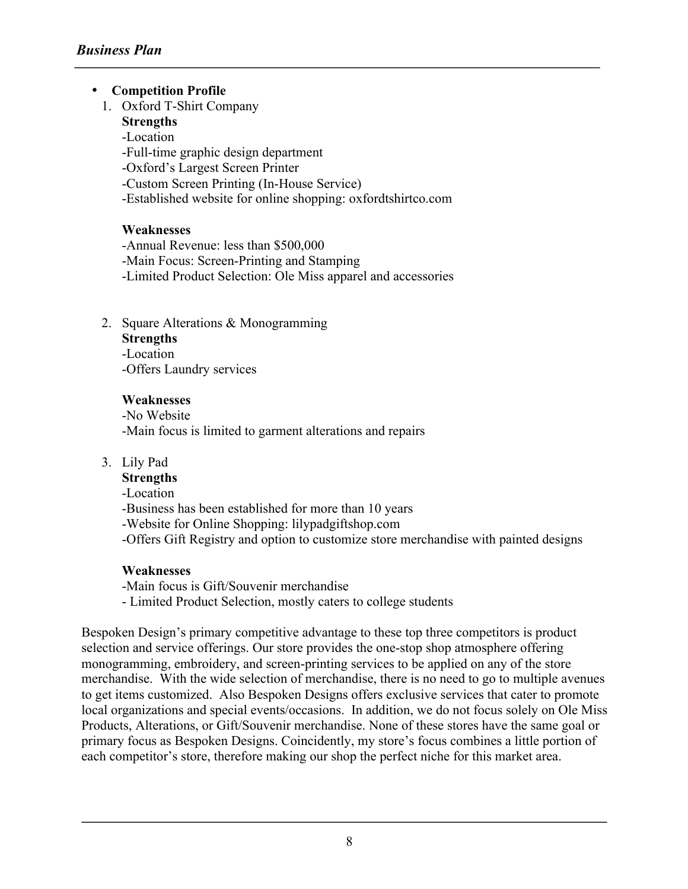- **Competition Profile**

1. Oxford T-Shirt Company

   **Strengths**

   -Location
   -Full-time graphic design department
   -Oxford's Largest Screen Printer
   -Custom Screen Printing (In-House Service)
   -Established website for online shopping: oxfordtshirtco.com

   **Weaknesses**

   -Annual Revenue: less than $500,000
   -Main Focus: Screen-Printing and Stamping
   -Limited Product Selection: Ole Miss apparel and accessories

2. Square Alterations & Monogramming

   **Strengths**

   -Location
   -Offers Laundry services

   **Weaknesses**

   -No Website
   -Main focus is limited to garment alterations and repairs

3. Lily Pad

   **Strengths**

   -Location
   -Business has been established for more than 10 years
   -Website for Online Shopping: lilypadgiftshop.com
   -Offers Gift Registry and option to customize store merchandise with painted designs

   **Weaknesses**

   -Main focus is Gift/Souvenir merchandise
   - Limited Product Selection, mostly caters to college students

Bespoken Design's primary competitive advantage to these top three competitors is product selection and service offerings. Our store provides the one-stop shop atmosphere offering monogramming, embroidery, and screen-printing services to be applied on any of the store merchandise. With the wide selection of merchandise, there is no need to go to multiple avenues to get items customized. Also Bespoken Designs offers exclusive services that cater to promote local organizations and special events/occasions. In addition, we do not focus solely on Ole Miss Products, Alterations, or Gift/Souvenir merchandise. None of these stores have the same goal or primary focus as Bespoken Designs. Coincidently, my store's focus combines a little portion of each competitor's store, therefore making our shop the perfect niche for this market area.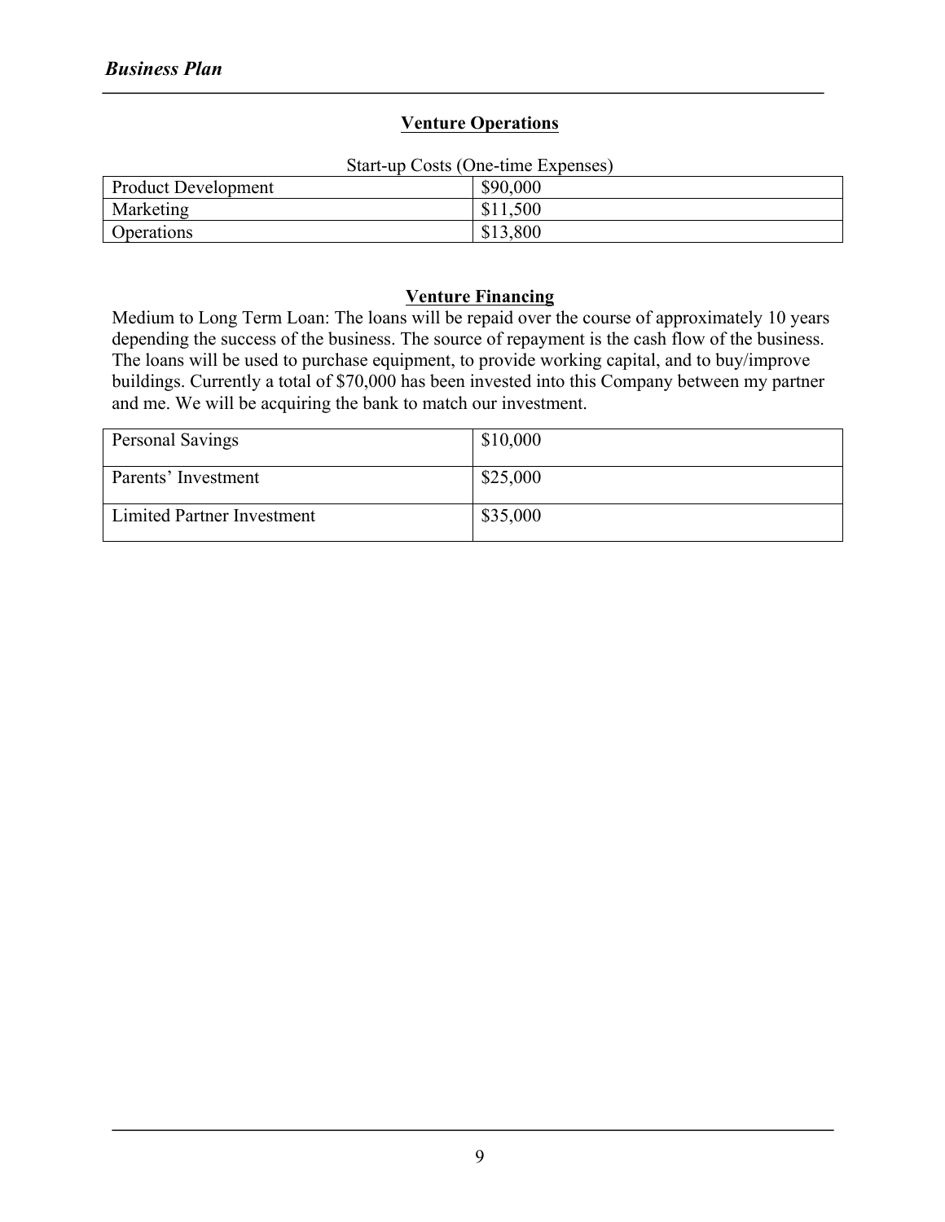## Venture Operations

Start-up Costs (One-time Expenses)

| | |
|---|---|
| Product Development | $90,000 |
| Marketing | $11,500 |
| Operations | $13,800 |

## Venture Financing

Medium to Long Term Loan: The loans will be repaid over the course of approximately 10 years depending the success of the business. The source of repayment is the cash flow of the business. The loans will be used to purchase equipment, to provide working capital, and to buy/improve buildings. Currently a total of $70,000 has been invested into this Company between my partner and me. We will be acquiring the bank to match our investment.

| | |
|---|---|
| Personal Savings | $10,000 |
| Parents' Investment | $25,000 |
| Limited Partner Investment | $35,000 |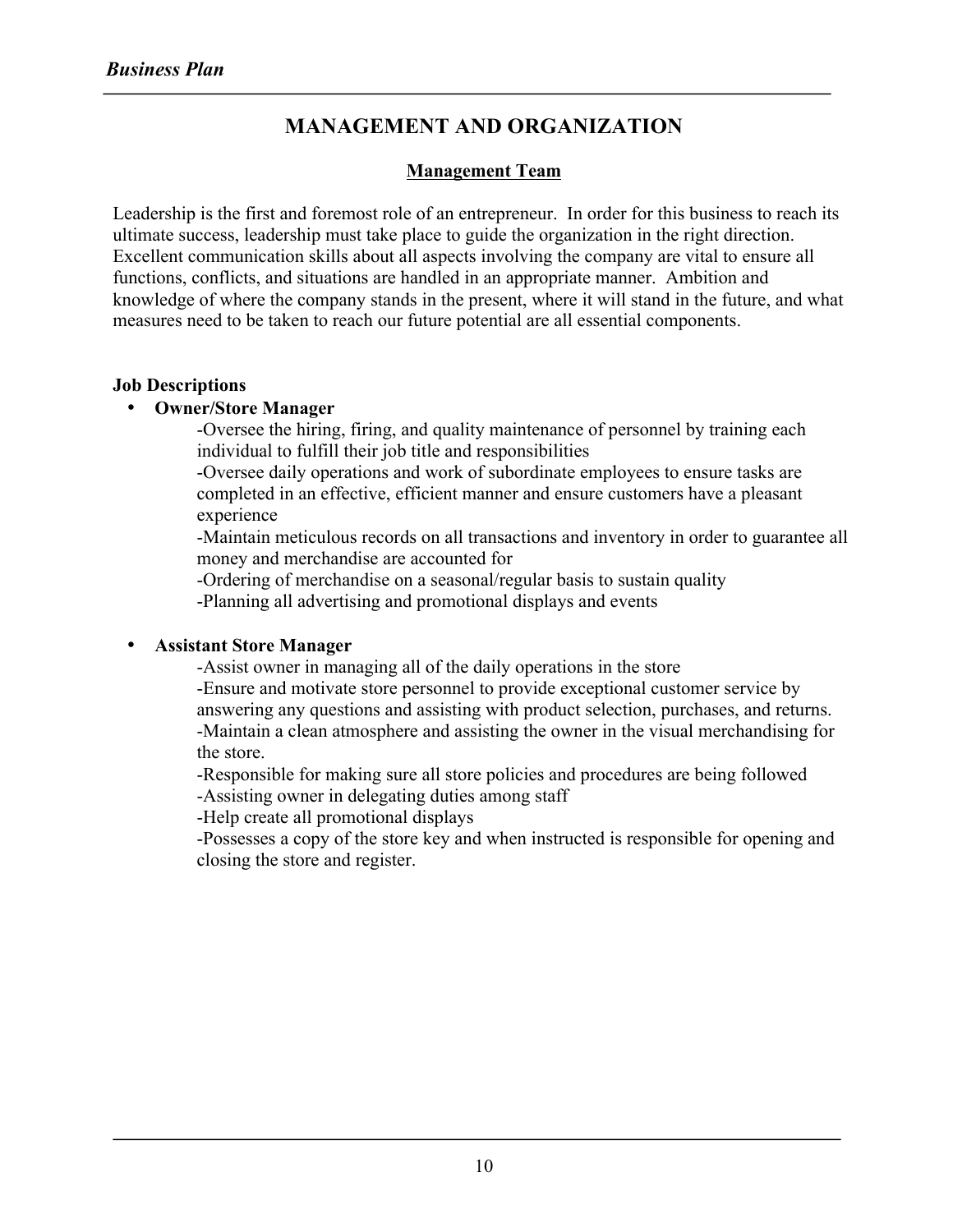# MANAGEMENT AND ORGANIZATION

## Management Team

Leadership is the first and foremost role of an entrepreneur. In order for this business to reach its ultimate success, leadership must take place to guide the organization in the right direction. Excellent communication skills about all aspects involving the company are vital to ensure all functions, conflicts, and situations are handled in an appropriate manner. Ambition and knowledge of where the company stands in the present, where it will stand in the future, and what measures need to be taken to reach our future potential are all essential components.

**Job Descriptions**

- **Owner/Store Manager**

  -Oversee the hiring, firing, and quality maintenance of personnel by training each individual to fulfill their job title and responsibilities
  -Oversee daily operations and work of subordinate employees to ensure tasks are completed in an effective, efficient manner and ensure customers have a pleasant experience
  -Maintain meticulous records on all transactions and inventory in order to guarantee all money and merchandise are accounted for
  -Ordering of merchandise on a seasonal/regular basis to sustain quality
  -Planning all advertising and promotional displays and events

- **Assistant Store Manager**

  -Assist owner in managing all of the daily operations in the store
  -Ensure and motivate store personnel to provide exceptional customer service by answering any questions and assisting with product selection, purchases, and returns.
  -Maintain a clean atmosphere and assisting the owner in the visual merchandising for the store.
  -Responsible for making sure all store policies and procedures are being followed
  -Assisting owner in delegating duties among staff
  -Help create all promotional displays
  -Possesses a copy of the store key and when instructed is responsible for opening and closing the store and register.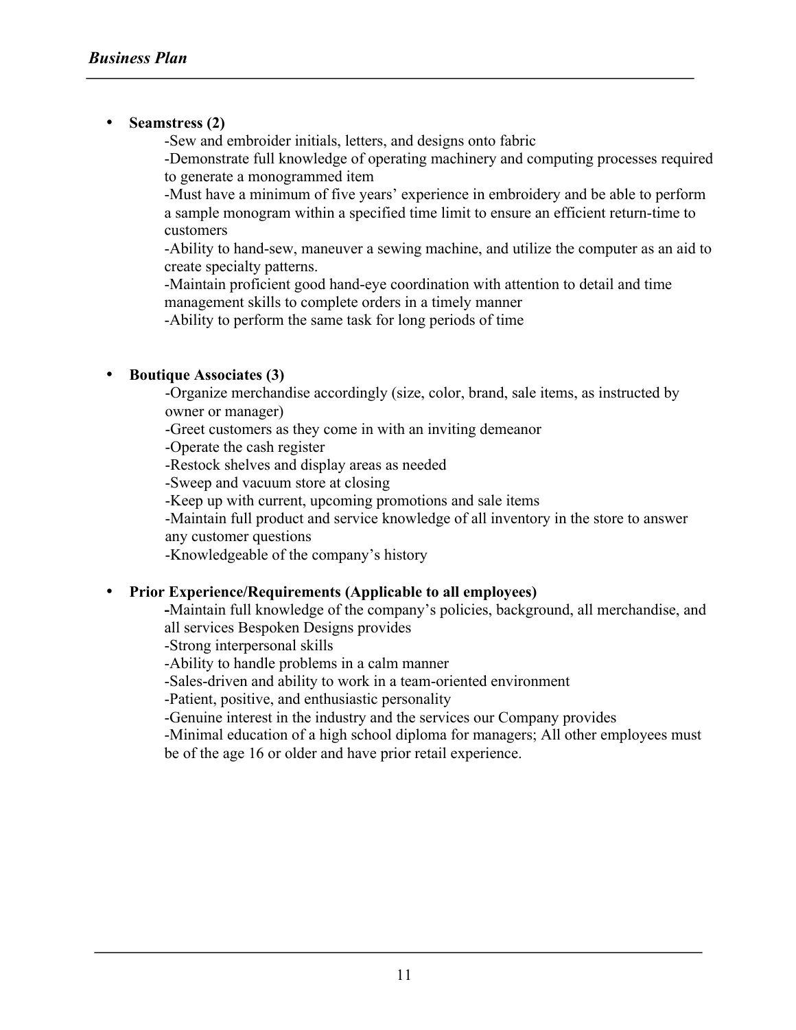- **Seamstress (2)**

  -Sew and embroider initials, letters, and designs onto fabric

  -Demonstrate full knowledge of operating machinery and computing processes required to generate a monogrammed item

  -Must have a minimum of five years' experience in embroidery and be able to perform a sample monogram within a specified time limit to ensure an efficient return-time to customers

  -Ability to hand-sew, maneuver a sewing machine, and utilize the computer as an aid to create specialty patterns.

  -Maintain proficient good hand-eye coordination with attention to detail and time management skills to complete orders in a timely manner

  -Ability to perform the same task for long periods of time

- **Boutique Associates (3)**

  -Organize merchandise accordingly (size, color, brand, sale items, as instructed by owner or manager)

  -Greet customers as they come in with an inviting demeanor

  -Operate the cash register

  -Restock shelves and display areas as needed

  -Sweep and vacuum store at closing

  -Keep up with current, upcoming promotions and sale items

  -Maintain full product and service knowledge of all inventory in the store to answer any customer questions

  -Knowledgeable of the company's history

- **Prior Experience/Requirements (Applicable to all employees)**

  **-**Maintain full knowledge of the company's policies, background, all merchandise, and all services Bespoken Designs provides

  -Strong interpersonal skills

  -Ability to handle problems in a calm manner

  -Sales-driven and ability to work in a team-oriented environment

  -Patient, positive, and enthusiastic personality

  -Genuine interest in the industry and the services our Company provides

  -Minimal education of a high school diploma for managers; All other employees must be of the age 16 or older and have prior retail experience.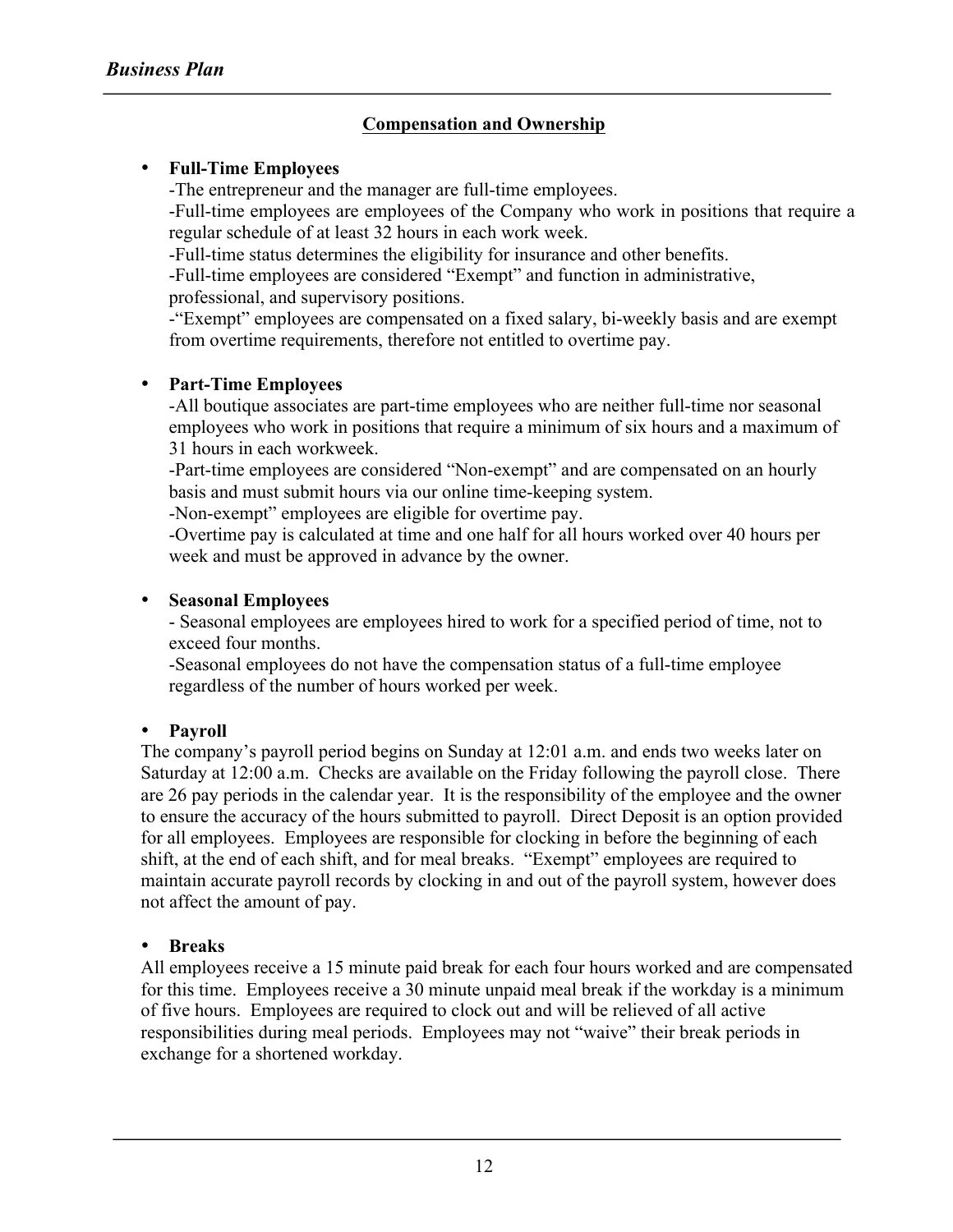## Compensation and Ownership

- **Full-Time Employees**

  -The entrepreneur and the manager are full-time employees.

  -Full-time employees are employees of the Company who work in positions that require a regular schedule of at least 32 hours in each work week.

  -Full-time status determines the eligibility for insurance and other benefits.

  -Full-time employees are considered "Exempt" and function in administrative, professional, and supervisory positions.

  -"Exempt" employees are compensated on a fixed salary, bi-weekly basis and are exempt from overtime requirements, therefore not entitled to overtime pay.

- **Part-Time Employees**

  -All boutique associates are part-time employees who are neither full-time nor seasonal employees who work in positions that require a minimum of six hours and a maximum of 31 hours in each workweek.

  -Part-time employees are considered "Non-exempt" and are compensated on an hourly basis and must submit hours via our online time-keeping system.

  -Non-exempt" employees are eligible for overtime pay.

  -Overtime pay is calculated at time and one half for all hours worked over 40 hours per week and must be approved in advance by the owner.

- **Seasonal Employees**

  - Seasonal employees are employees hired to work for a specified period of time, not to exceed four months.

  -Seasonal employees do not have the compensation status of a full-time employee regardless of the number of hours worked per week.

- **Payroll**

The company's payroll period begins on Sunday at 12:01 a.m. and ends two weeks later on Saturday at 12:00 a.m. Checks are available on the Friday following the payroll close. There are 26 pay periods in the calendar year. It is the responsibility of the employee and the owner to ensure the accuracy of the hours submitted to payroll. Direct Deposit is an option provided for all employees. Employees are responsible for clocking in before the beginning of each shift, at the end of each shift, and for meal breaks. "Exempt" employees are required to maintain accurate payroll records by clocking in and out of the payroll system, however does not affect the amount of pay.

- **Breaks**

All employees receive a 15 minute paid break for each four hours worked and are compensated for this time. Employees receive a 30 minute unpaid meal break if the workday is a minimum of five hours. Employees are required to clock out and will be relieved of all active responsibilities during meal periods. Employees may not "waive" their break periods in exchange for a shortened workday.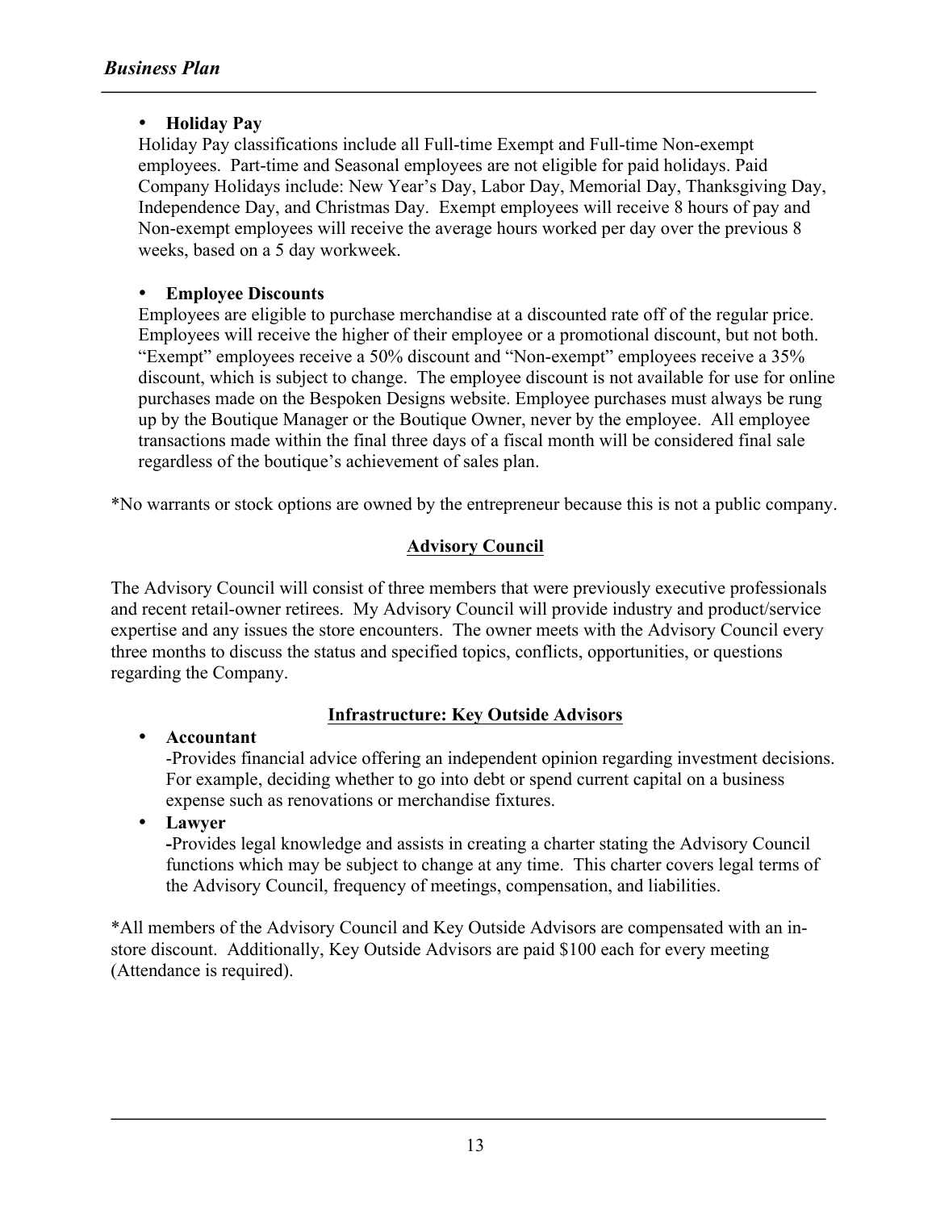- **Holiday Pay**
  Holiday Pay classifications include all Full-time Exempt and Full-time Non-exempt employees. Part-time and Seasonal employees are not eligible for paid holidays. Paid Company Holidays include: New Year's Day, Labor Day, Memorial Day, Thanksgiving Day, Independence Day, and Christmas Day. Exempt employees will receive 8 hours of pay and Non-exempt employees will receive the average hours worked per day over the previous 8 weeks, based on a 5 day workweek.

- **Employee Discounts**
  Employees are eligible to purchase merchandise at a discounted rate off of the regular price. Employees will receive the higher of their employee or a promotional discount, but not both. "Exempt" employees receive a 50% discount and "Non-exempt" employees receive a 35% discount, which is subject to change. The employee discount is not available for use for online purchases made on the Bespoken Designs website. Employee purchases must always be rung up by the Boutique Manager or the Boutique Owner, never by the employee. All employee transactions made within the final three days of a fiscal month will be considered final sale regardless of the boutique's achievement of sales plan.

*No warrants or stock options are owned by the entrepreneur because this is not a public company.

## Advisory Council

The Advisory Council will consist of three members that were previously executive professionals and recent retail-owner retirees. My Advisory Council will provide industry and product/service expertise and any issues the store encounters. The owner meets with the Advisory Council every three months to discuss the status and specified topics, conflicts, opportunities, or questions regarding the Company.

## Infrastructure: Key Outside Advisors

- **Accountant**
  -Provides financial advice offering an independent opinion regarding investment decisions. For example, deciding whether to go into debt or spend current capital on a business expense such as renovations or merchandise fixtures.
- **Lawyer**
  **-**Provides legal knowledge and assists in creating a charter stating the Advisory Council functions which may be subject to change at any time. This charter covers legal terms of the Advisory Council, frequency of meetings, compensation, and liabilities.

*All members of the Advisory Council and Key Outside Advisors are compensated with an in-store discount. Additionally, Key Outside Advisors are paid $100 each for every meeting (Attendance is required).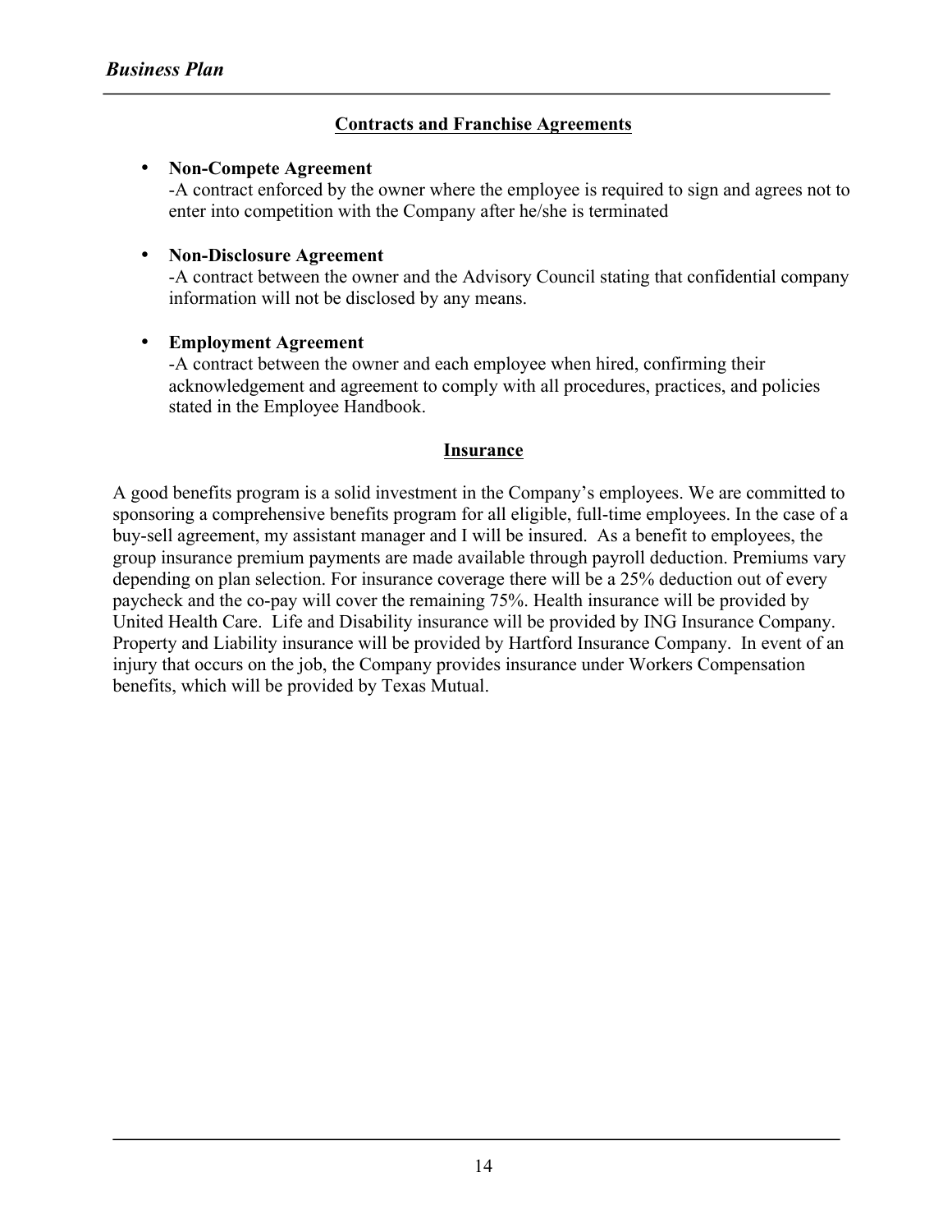## Contracts and Franchise Agreements

- **Non-Compete Agreement**
  -A contract enforced by the owner where the employee is required to sign and agrees not to enter into competition with the Company after he/she is terminated

- **Non-Disclosure Agreement**
  -A contract between the owner and the Advisory Council stating that confidential company information will not be disclosed by any means.

- **Employment Agreement**
  -A contract between the owner and each employee when hired, confirming their acknowledgement and agreement to comply with all procedures, practices, and policies stated in the Employee Handbook.

## Insurance

A good benefits program is a solid investment in the Company's employees. We are committed to sponsoring a comprehensive benefits program for all eligible, full-time employees. In the case of a buy-sell agreement, my assistant manager and I will be insured. As a benefit to employees, the group insurance premium payments are made available through payroll deduction. Premiums vary depending on plan selection. For insurance coverage there will be a 25% deduction out of every paycheck and the co-pay will cover the remaining 75%. Health insurance will be provided by United Health Care. Life and Disability insurance will be provided by ING Insurance Company. Property and Liability insurance will be provided by Hartford Insurance Company. In event of an injury that occurs on the job, the Company provides insurance under Workers Compensation benefits, which will be provided by Texas Mutual.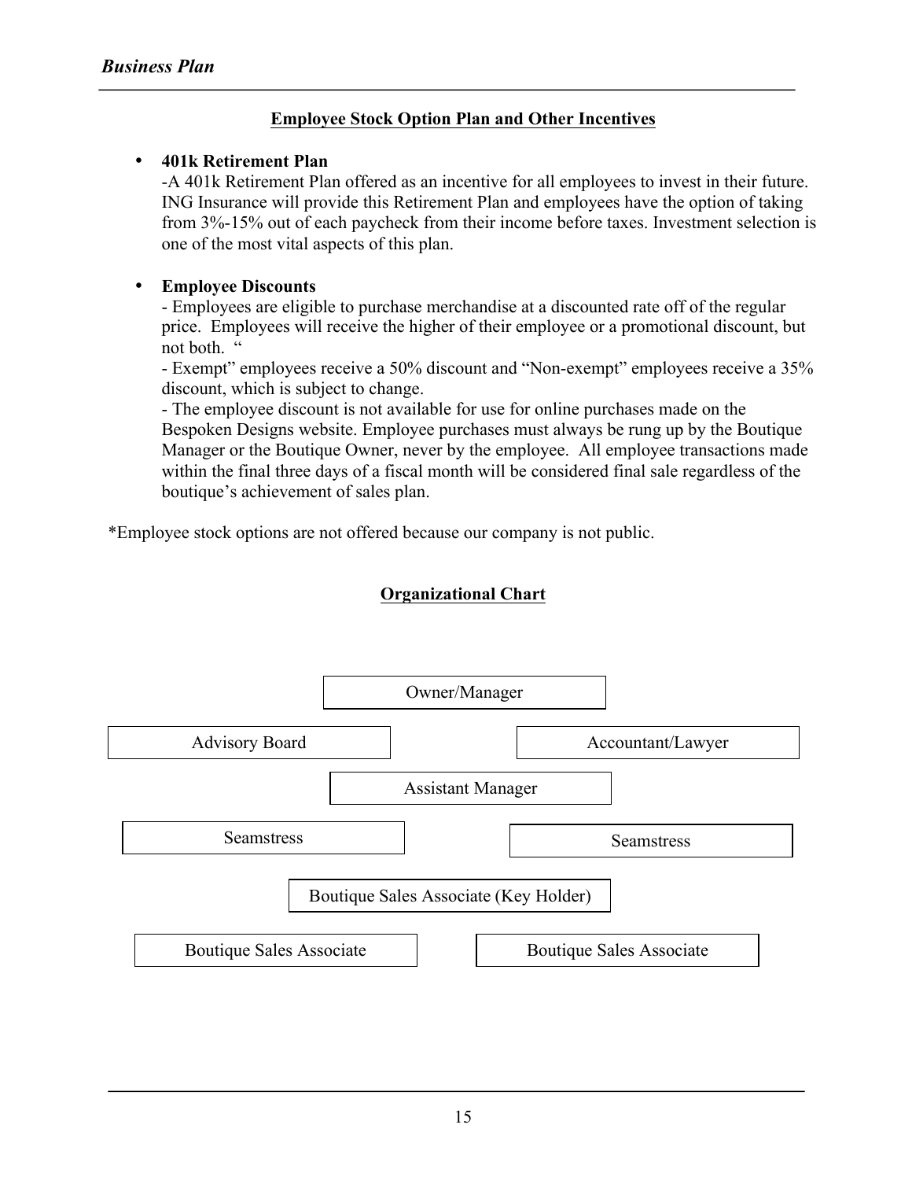## Employee Stock Option Plan and Other Incentives

- **401k Retirement Plan**
  -A 401k Retirement Plan offered as an incentive for all employees to invest in their future. ING Insurance will provide this Retirement Plan and employees have the option of taking from 3%-15% out of each paycheck from their income before taxes. Investment selection is one of the most vital aspects of this plan.

- **Employee Discounts**
  - Employees are eligible to purchase merchandise at a discounted rate off of the regular price. Employees will receive the higher of their employee or a promotional discount, but not both. "
  - Exempt" employees receive a 50% discount and "Non-exempt" employees receive a 35% discount, which is subject to change.
  - The employee discount is not available for use for online purchases made on the Bespoken Designs website. Employee purchases must always be rung up by the Boutique Manager or the Boutique Owner, never by the employee. All employee transactions made within the final three days of a fiscal month will be considered final sale regardless of the boutique's achievement of sales plan.

*Employee stock options are not offered because our company is not public.

## Organizational Chart

Owner/Manager

Advisory Board | Accountant/Lawyer

Assistant Manager

Seamstress | Seamstress

Boutique Sales Associate (Key Holder)

Boutique Sales Associate | Boutique Sales Associate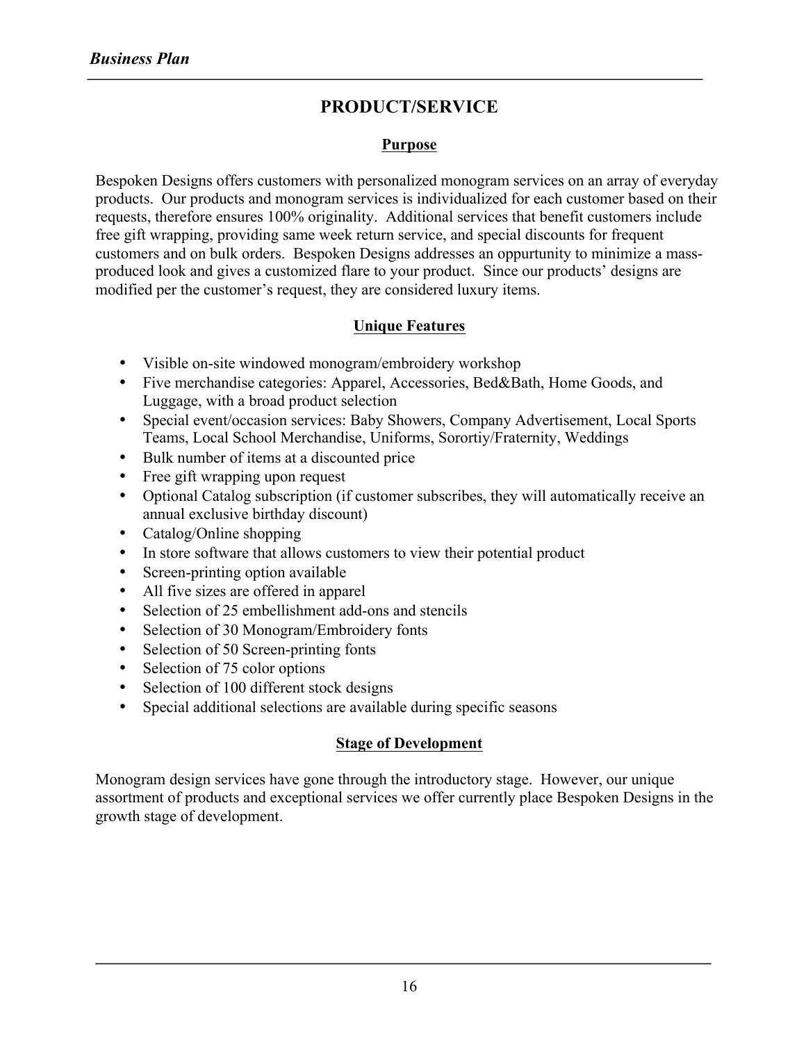## PRODUCT/SERVICE

### Purpose

Bespoken Designs offers customers with personalized monogram services on an array of everyday products. Our products and monogram services is individualized for each customer based on their requests, therefore ensures 100% originality. Additional services that benefit customers include free gift wrapping, providing same week return service, and special discounts for frequent customers and on bulk orders. Bespoken Designs addresses an oppurtunity to minimize a mass-produced look and gives a customized flare to your product. Since our products' designs are modified per the customer's request, they are considered luxury items.

### Unique Features

- Visible on-site windowed monogram/embroidery workshop
- Five merchandise categories: Apparel, Accessories, Bed&Bath, Home Goods, and Luggage, with a broad product selection
- Special event/occasion services: Baby Showers, Company Advertisement, Local Sports Teams, Local School Merchandise, Uniforms, Sorortiy/Fraternity, Weddings
- Bulk number of items at a discounted price
- Free gift wrapping upon request
- Optional Catalog subscription (if customer subscribes, they will automatically receive an annual exclusive birthday discount)
- Catalog/Online shopping
- In store software that allows customers to view their potential product
- Screen-printing option available
- All five sizes are offered in apparel
- Selection of 25 embellishment add-ons and stencils
- Selection of 30 Monogram/Embroidery fonts
- Selection of 50 Screen-printing fonts
- Selection of 75 color options
- Selection of 100 different stock designs
- Special additional selections are available during specific seasons

### Stage of Development

Monogram design services have gone through the introductory stage. However, our unique assortment of products and exceptional services we offer currently place Bespoken Designs in the growth stage of development.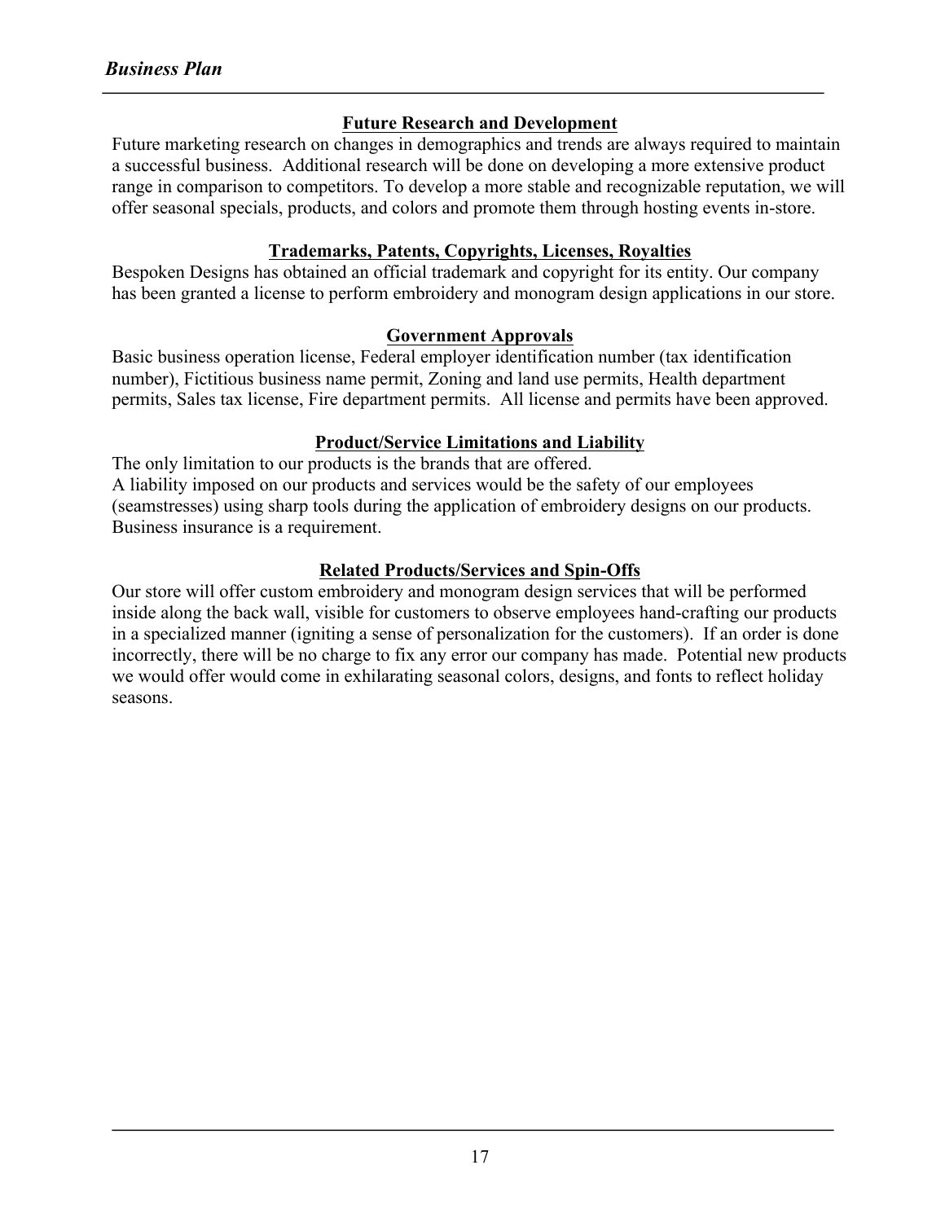## Future Research and Development

Future marketing research on changes in demographics and trends are always required to maintain a successful business. Additional research will be done on developing a more extensive product range in comparison to competitors. To develop a more stable and recognizable reputation, we will offer seasonal specials, products, and colors and promote them through hosting events in-store.

## Trademarks, Patents, Copyrights, Licenses, Royalties

Bespoken Designs has obtained an official trademark and copyright for its entity. Our company has been granted a license to perform embroidery and monogram design applications in our store.

## Government Approvals

Basic business operation license, Federal employer identification number (tax identification number), Fictitious business name permit, Zoning and land use permits, Health department permits, Sales tax license, Fire department permits. All license and permits have been approved.

## Product/Service Limitations and Liability

The only limitation to our products is the brands that are offered.
A liability imposed on our products and services would be the safety of our employees (seamstresses) using sharp tools during the application of embroidery designs on our products. Business insurance is a requirement.

## Related Products/Services and Spin-Offs

Our store will offer custom embroidery and monogram design services that will be performed inside along the back wall, visible for customers to observe employees hand-crafting our products in a specialized manner (igniting a sense of personalization for the customers). If an order is done incorrectly, there will be no charge to fix any error our company has made. Potential new products we would offer would come in exhilarating seasonal colors, designs, and fonts to reflect holiday seasons.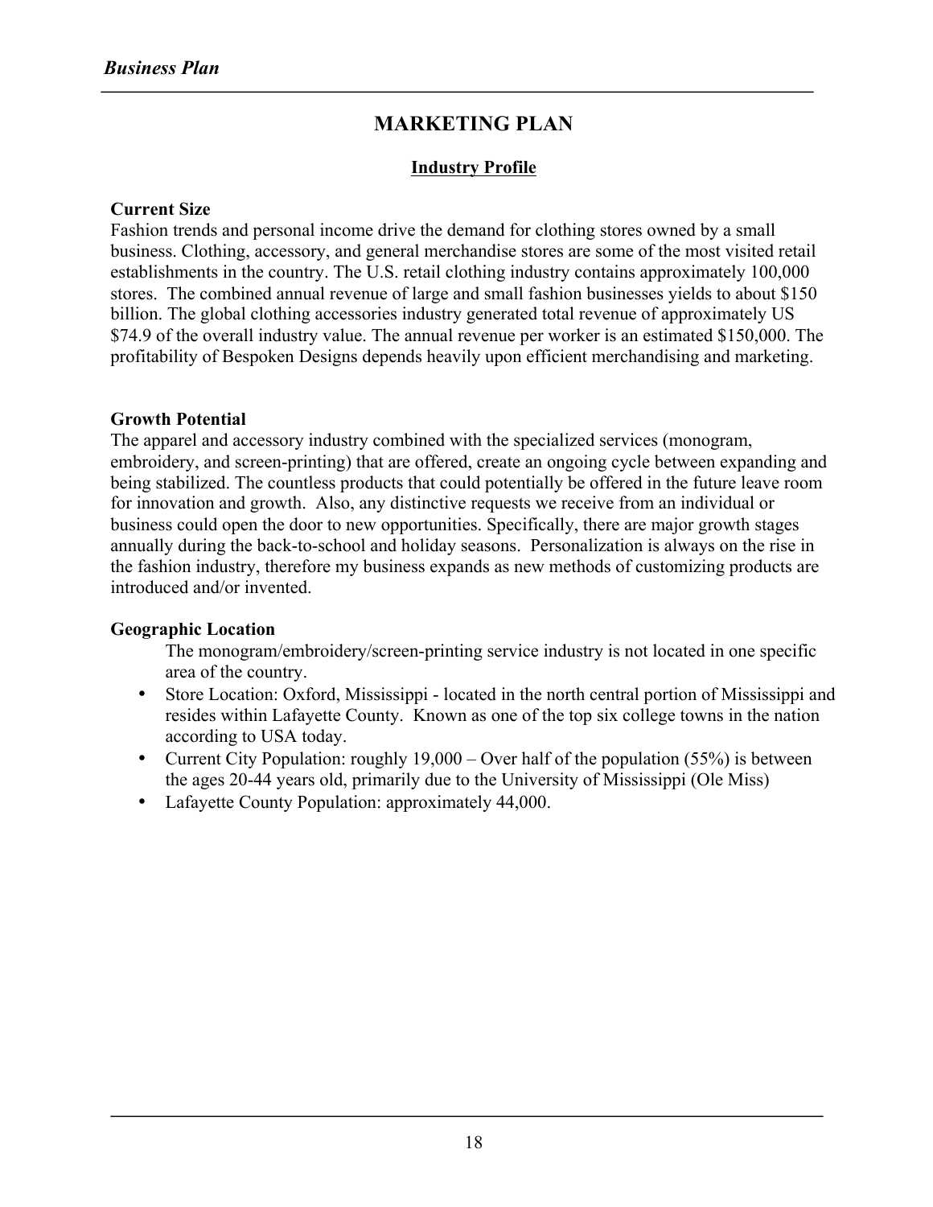# MARKETING PLAN

## Industry Profile

**Current Size**

Fashion trends and personal income drive the demand for clothing stores owned by a small business. Clothing, accessory, and general merchandise stores are some of the most visited retail establishments in the country. The U.S. retail clothing industry contains approximately 100,000 stores. The combined annual revenue of large and small fashion businesses yields to about $150 billion. The global clothing accessories industry generated total revenue of approximately US $74.9 of the overall industry value. The annual revenue per worker is an estimated $150,000. The profitability of Bespoken Designs depends heavily upon efficient merchandising and marketing.

**Growth Potential**

The apparel and accessory industry combined with the specialized services (monogram, embroidery, and screen-printing) that are offered, create an ongoing cycle between expanding and being stabilized. The countless products that could potentially be offered in the future leave room for innovation and growth. Also, any distinctive requests we receive from an individual or business could open the door to new opportunities. Specifically, there are major growth stages annually during the back-to-school and holiday seasons. Personalization is always on the rise in the fashion industry, therefore my business expands as new methods of customizing products are introduced and/or invented.

**Geographic Location**

The monogram/embroidery/screen-printing service industry is not located in one specific area of the country.

- Store Location: Oxford, Mississippi - located in the north central portion of Mississippi and resides within Lafayette County. Known as one of the top six college towns in the nation according to USA today.
- Current City Population: roughly 19,000 – Over half of the population (55%) is between the ages 20-44 years old, primarily due to the University of Mississippi (Ole Miss)
- Lafayette County Population: approximately 44,000.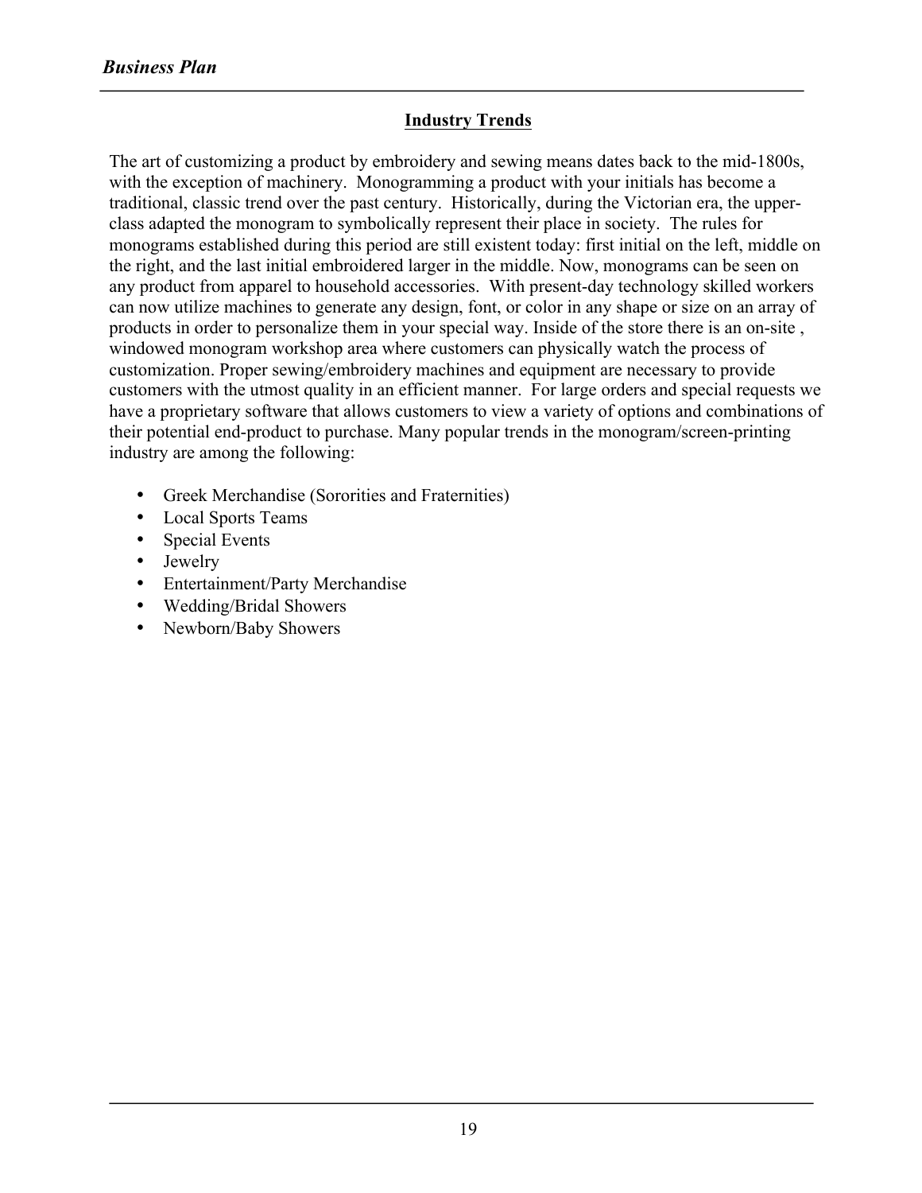## Industry Trends

The art of customizing a product by embroidery and sewing means dates back to the mid-1800s, with the exception of machinery. Monogramming a product with your initials has become a traditional, classic trend over the past century. Historically, during the Victorian era, the upper-class adapted the monogram to symbolically represent their place in society. The rules for monograms established during this period are still existent today: first initial on the left, middle on the right, and the last initial embroidered larger in the middle. Now, monograms can be seen on any product from apparel to household accessories. With present-day technology skilled workers can now utilize machines to generate any design, font, or color in any shape or size on an array of products in order to personalize them in your special way. Inside of the store there is an on-site , windowed monogram workshop area where customers can physically watch the process of customization. Proper sewing/embroidery machines and equipment are necessary to provide customers with the utmost quality in an efficient manner. For large orders and special requests we have a proprietary software that allows customers to view a variety of options and combinations of their potential end-product to purchase. Many popular trends in the monogram/screen-printing industry are among the following:

- Greek Merchandise (Sororities and Fraternities)
- Local Sports Teams
- Special Events
- Jewelry
- Entertainment/Party Merchandise
- Wedding/Bridal Showers
- Newborn/Baby Showers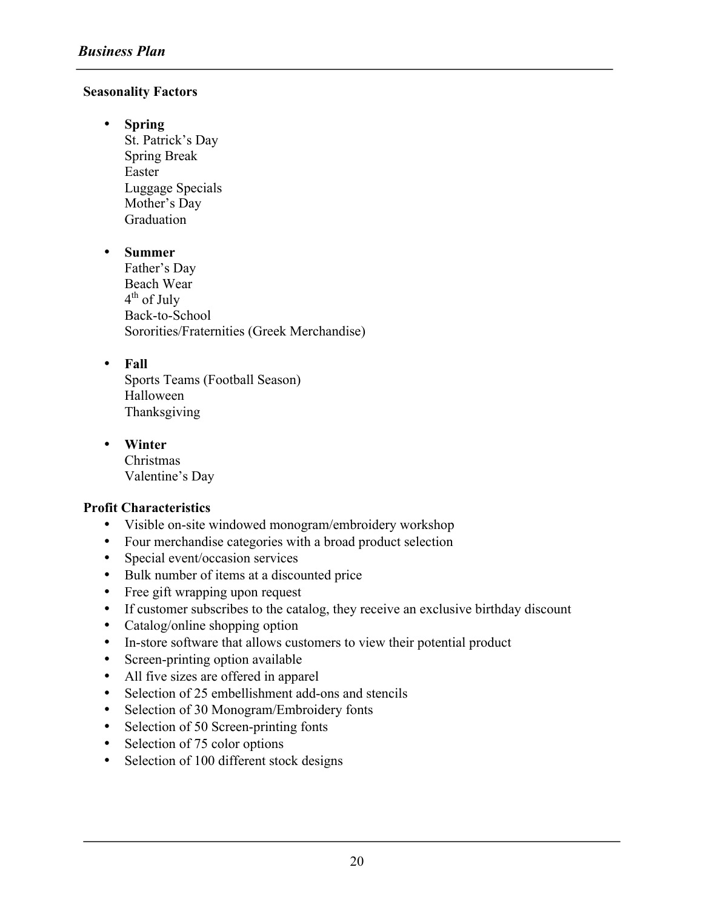**Seasonality Factors**

- **Spring**
  St. Patrick's Day
  Spring Break
  Easter
  Luggage Specials
  Mother's Day
  Graduation

- **Summer**
  Father's Day
  Beach Wear
  4th of July
  Back-to-School
  Sororities/Fraternities (Greek Merchandise)

- **Fall**
  Sports Teams (Football Season)
  Halloween
  Thanksgiving

- **Winter**
  Christmas
  Valentine's Day

**Profit Characteristics**

- Visible on-site windowed monogram/embroidery workshop
- Four merchandise categories with a broad product selection
- Special event/occasion services
- Bulk number of items at a discounted price
- Free gift wrapping upon request
- If customer subscribes to the catalog, they receive an exclusive birthday discount
- Catalog/online shopping option
- In-store software that allows customers to view their potential product
- Screen-printing option available
- All five sizes are offered in apparel
- Selection of 25 embellishment add-ons and stencils
- Selection of 30 Monogram/Embroidery fonts
- Selection of 50 Screen-printing fonts
- Selection of 75 color options
- Selection of 100 different stock designs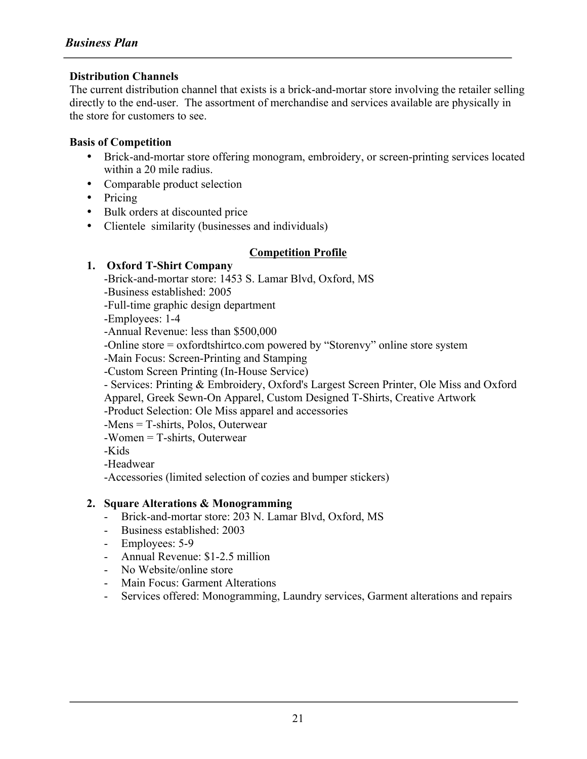**Distribution Channels**

The current distribution channel that exists is a brick-and-mortar store involving the retailer selling directly to the end-user. The assortment of merchandise and services available are physically in the store for customers to see.

**Basis of Competition**

- Brick-and-mortar store offering monogram, embroidery, or screen-printing services located within a 20 mile radius.
- Comparable product selection
- Pricing
- Bulk orders at discounted price
- Clientele similarity (businesses and individuals)

**Competition Profile**

**1. Oxford T-Shirt Company**

-Brick-and-mortar store: 1453 S. Lamar Blvd, Oxford, MS
-Business established: 2005
-Full-time graphic design department
-Employees: 1-4
-Annual Revenue: less than $500,000
-Online store = oxfordtshirtco.com powered by "Storenvy" online store system
-Main Focus: Screen-Printing and Stamping
-Custom Screen Printing (In-House Service)
- Services: Printing & Embroidery, Oxford's Largest Screen Printer, Ole Miss and Oxford Apparel, Greek Sewn-On Apparel, Custom Designed T-Shirts, Creative Artwork
-Product Selection: Ole Miss apparel and accessories
-Mens = T-shirts, Polos, Outerwear
-Women = T-shirts, Outerwear
-Kids
-Headwear
-Accessories (limited selection of cozies and bumper stickers)

**2. Square Alterations & Monogramming**

- Brick-and-mortar store: 203 N. Lamar Blvd, Oxford, MS
- Business established: 2003
- Employees: 5-9
- Annual Revenue: $1-2.5 million
- No Website/online store
- Main Focus: Garment Alterations
- Services offered: Monogramming, Laundry services, Garment alterations and repairs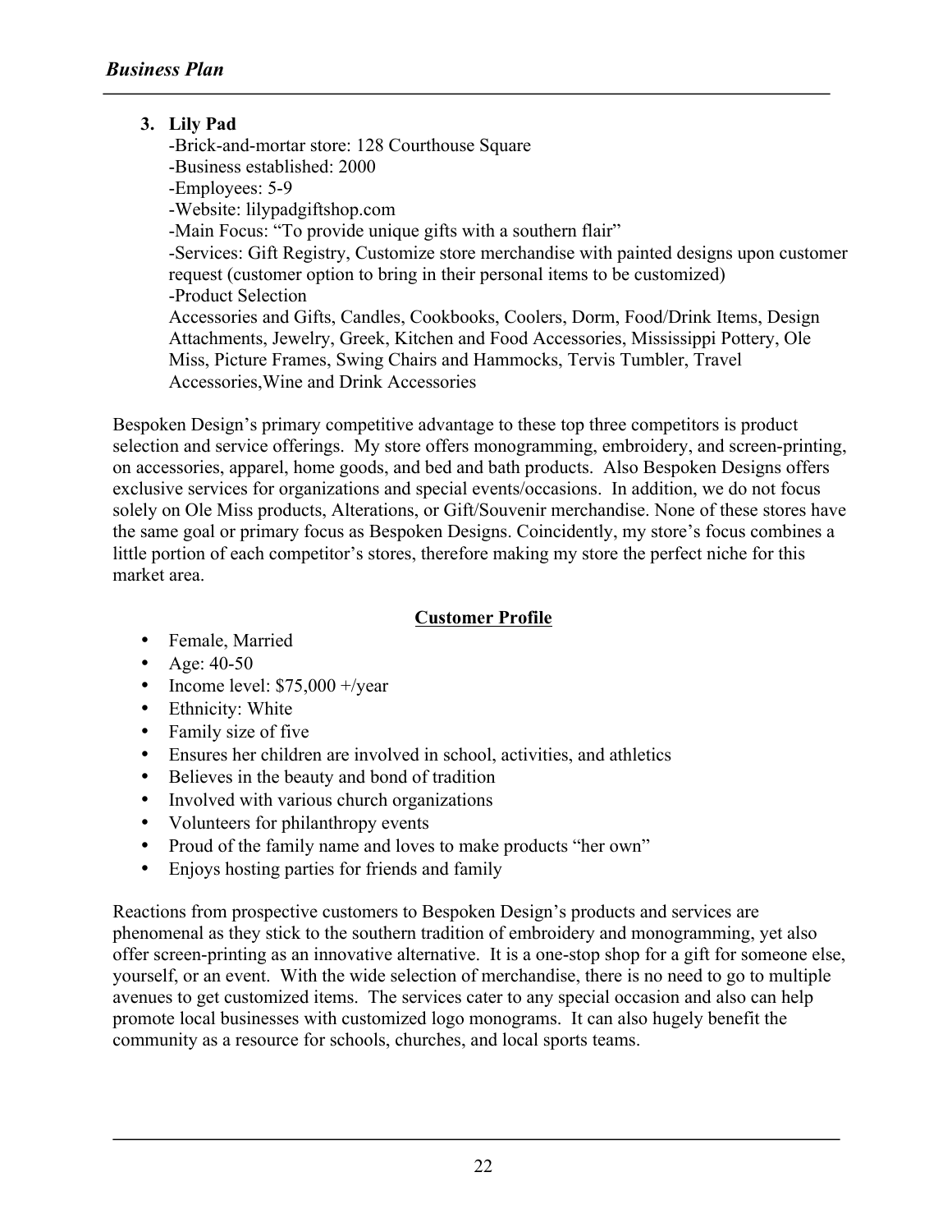3. **Lily Pad**

   -Brick-and-mortar store: 128 Courthouse Square
   -Business established: 2000
   -Employees: 5-9
   -Website: lilypadgiftshop.com
   -Main Focus: "To provide unique gifts with a southern flair"
   -Services: Gift Registry, Customize store merchandise with painted designs upon customer request (customer option to bring in their personal items to be customized)
   -Product Selection
   Accessories and Gifts, Candles, Cookbooks, Coolers, Dorm, Food/Drink Items, Design Attachments, Jewelry, Greek, Kitchen and Food Accessories, Mississippi Pottery, Ole Miss, Picture Frames, Swing Chairs and Hammocks, Tervis Tumbler, Travel Accessories,Wine and Drink Accessories

Bespoken Design's primary competitive advantage to these top three competitors is product selection and service offerings. My store offers monogramming, embroidery, and screen-printing, on accessories, apparel, home goods, and bed and bath products. Also Bespoken Designs offers exclusive services for organizations and special events/occasions. In addition, we do not focus solely on Ole Miss products, Alterations, or Gift/Souvenir merchandise. None of these stores have the same goal or primary focus as Bespoken Designs. Coincidently, my store's focus combines a little portion of each competitor's stores, therefore making my store the perfect niche for this market area.

## Customer Profile

- Female, Married
- Age: 40-50
- Income level: $75,000 +/year
- Ethnicity: White
- Family size of five
- Ensures her children are involved in school, activities, and athletics
- Believes in the beauty and bond of tradition
- Involved with various church organizations
- Volunteers for philanthropy events
- Proud of the family name and loves to make products "her own"
- Enjoys hosting parties for friends and family

Reactions from prospective customers to Bespoken Design's products and services are phenomenal as they stick to the southern tradition of embroidery and monogramming, yet also offer screen-printing as an innovative alternative. It is a one-stop shop for a gift for someone else, yourself, or an event. With the wide selection of merchandise, there is no need to go to multiple avenues to get customized items. The services cater to any special occasion and also can help promote local businesses with customized logo monograms. It can also hugely benefit the community as a resource for schools, churches, and local sports teams.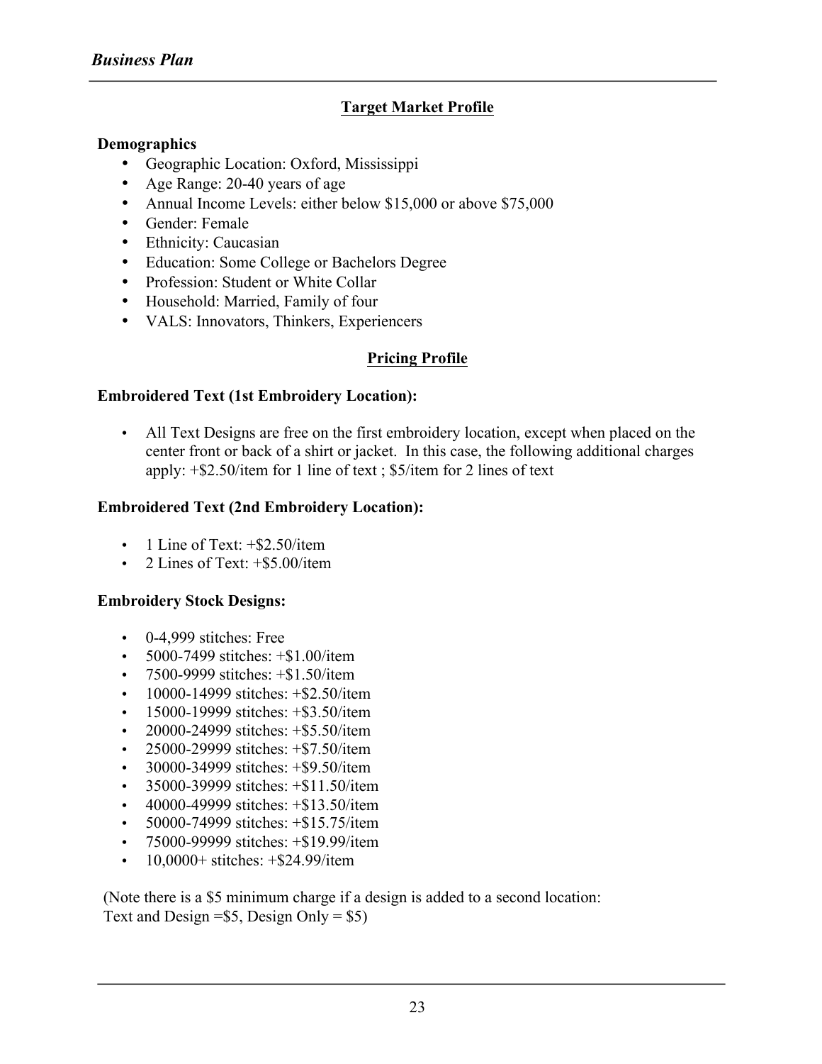## Target Market Profile

**Demographics**

- Geographic Location: Oxford, Mississippi
- Age Range: 20-40 years of age
- Annual Income Levels: either below $15,000 or above $75,000
- Gender: Female
- Ethnicity: Caucasian
- Education: Some College or Bachelors Degree
- Profession: Student or White Collar
- Household: Married, Family of four
- VALS: Innovators, Thinkers, Experiencers

## Pricing Profile

**Embroidered Text (1st Embroidery Location):**

- All Text Designs are free on the first embroidery location, except when placed on the center front or back of a shirt or jacket. In this case, the following additional charges apply: +$2.50/item for 1 line of text ; $5/item for 2 lines of text

**Embroidered Text (2nd Embroidery Location):**

- 1 Line of Text: +$2.50/item
- 2 Lines of Text: +$5.00/item

**Embroidery Stock Designs:**

- 0-4,999 stitches: Free
- 5000-7499 stitches: +$1.00/item
- 7500-9999 stitches: +$1.50/item
- 10000-14999 stitches: +$2.50/item
- 15000-19999 stitches: +$3.50/item
- 20000-24999 stitches: +$5.50/item
- 25000-29999 stitches: +$7.50/item
- 30000-34999 stitches: +$9.50/item
- 35000-39999 stitches: +$11.50/item
- 40000-49999 stitches: +$13.50/item
- 50000-74999 stitches: +$15.75/item
- 75000-99999 stitches: +$19.99/item
- 10,0000+ stitches: +$24.99/item

(Note there is a $5 minimum charge if a design is added to a second location:
Text and Design =$5, Design Only = $5)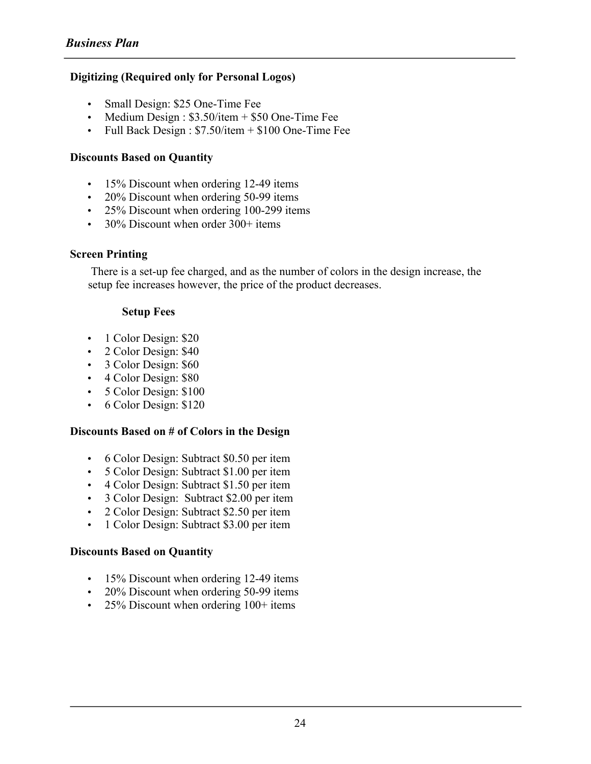**Digitizing (Required only for Personal Logos)**

- Small Design: $25 One-Time Fee
- Medium Design : $3.50/item + $50 One-Time Fee
- Full Back Design : $7.50/item + $100 One-Time Fee

**Discounts Based on Quantity**

- 15% Discount when ordering 12-49 items
- 20% Discount when ordering 50-99 items
- 25% Discount when ordering 100-299 items
- 30% Discount when order 300+ items

**Screen Printing**

There is a set-up fee charged, and as the number of colors in the design increase, the setup fee increases however, the price of the product decreases.

**Setup Fees**

- 1 Color Design: $20
- 2 Color Design: $40
- 3 Color Design: $60
- 4 Color Design: $80
- 5 Color Design: $100
- 6 Color Design: $120

**Discounts Based on # of Colors in the Design**

- 6 Color Design: Subtract $0.50 per item
- 5 Color Design: Subtract $1.00 per item
- 4 Color Design: Subtract $1.50 per item
- 3 Color Design: Subtract $2.00 per item
- 2 Color Design: Subtract $2.50 per item
- 1 Color Design: Subtract $3.00 per item

**Discounts Based on Quantity**

- 15% Discount when ordering 12-49 items
- 20% Discount when ordering 50-99 items
- 25% Discount when ordering 100+ items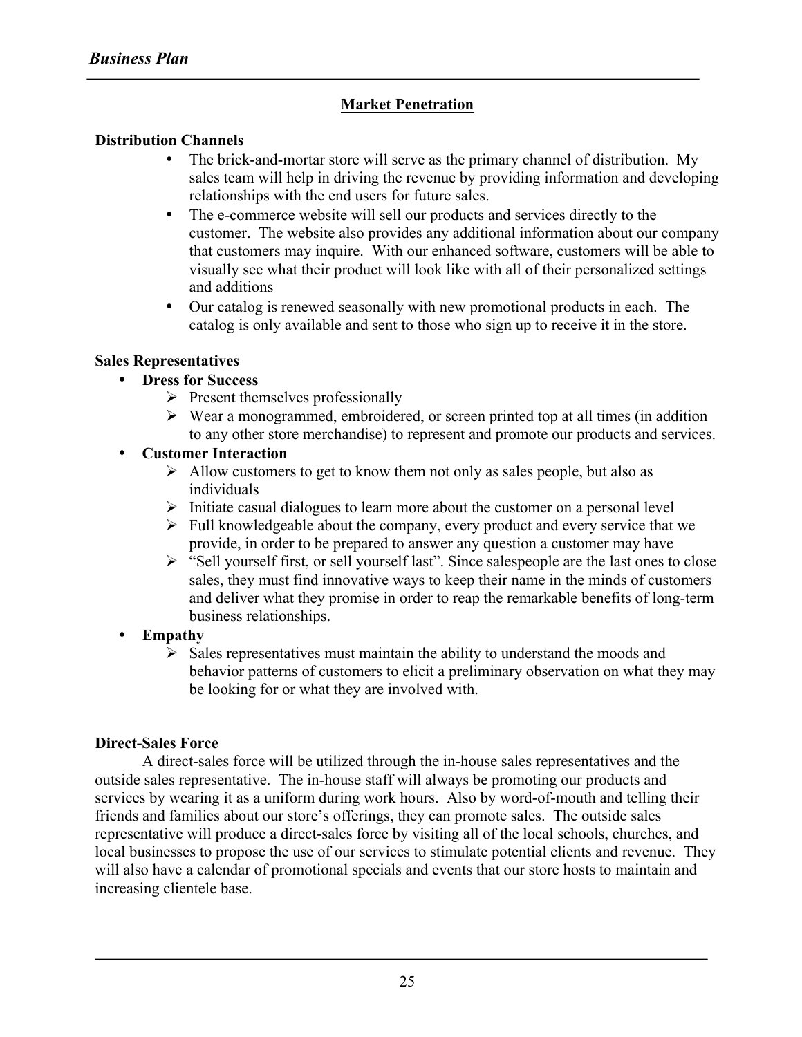## Market Penetration

**Distribution Channels**

- The brick-and-mortar store will serve as the primary channel of distribution. My sales team will help in driving the revenue by providing information and developing relationships with the end users for future sales.
- The e-commerce website will sell our products and services directly to the customer. The website also provides any additional information about our company that customers may inquire. With our enhanced software, customers will be able to visually see what their product will look like with all of their personalized settings and additions
- Our catalog is renewed seasonally with new promotional products in each. The catalog is only available and sent to those who sign up to receive it in the store.

**Sales Representatives**

- **Dress for Success**
  - Present themselves professionally
  - Wear a monogrammed, embroidered, or screen printed top at all times (in addition to any other store merchandise) to represent and promote our products and services.
- **Customer Interaction**
  - Allow customers to get to know them not only as sales people, but also as individuals
  - Initiate casual dialogues to learn more about the customer on a personal level
  - Full knowledgeable about the company, every product and every service that we provide, in order to be prepared to answer any question a customer may have
  - "Sell yourself first, or sell yourself last". Since salespeople are the last ones to close sales, they must find innovative ways to keep their name in the minds of customers and deliver what they promise in order to reap the remarkable benefits of long-term business relationships.
- **Empathy**
  - Sales representatives must maintain the ability to understand the moods and behavior patterns of customers to elicit a preliminary observation on what they may be looking for or what they are involved with.

**Direct-Sales Force**

A direct-sales force will be utilized through the in-house sales representatives and the outside sales representative. The in-house staff will always be promoting our products and services by wearing it as a uniform during work hours. Also by word-of-mouth and telling their friends and families about our store's offerings, they can promote sales. The outside sales representative will produce a direct-sales force by visiting all of the local schools, churches, and local businesses to propose the use of our services to stimulate potential clients and revenue. They will also have a calendar of promotional specials and events that our store hosts to maintain and increasing clientele base.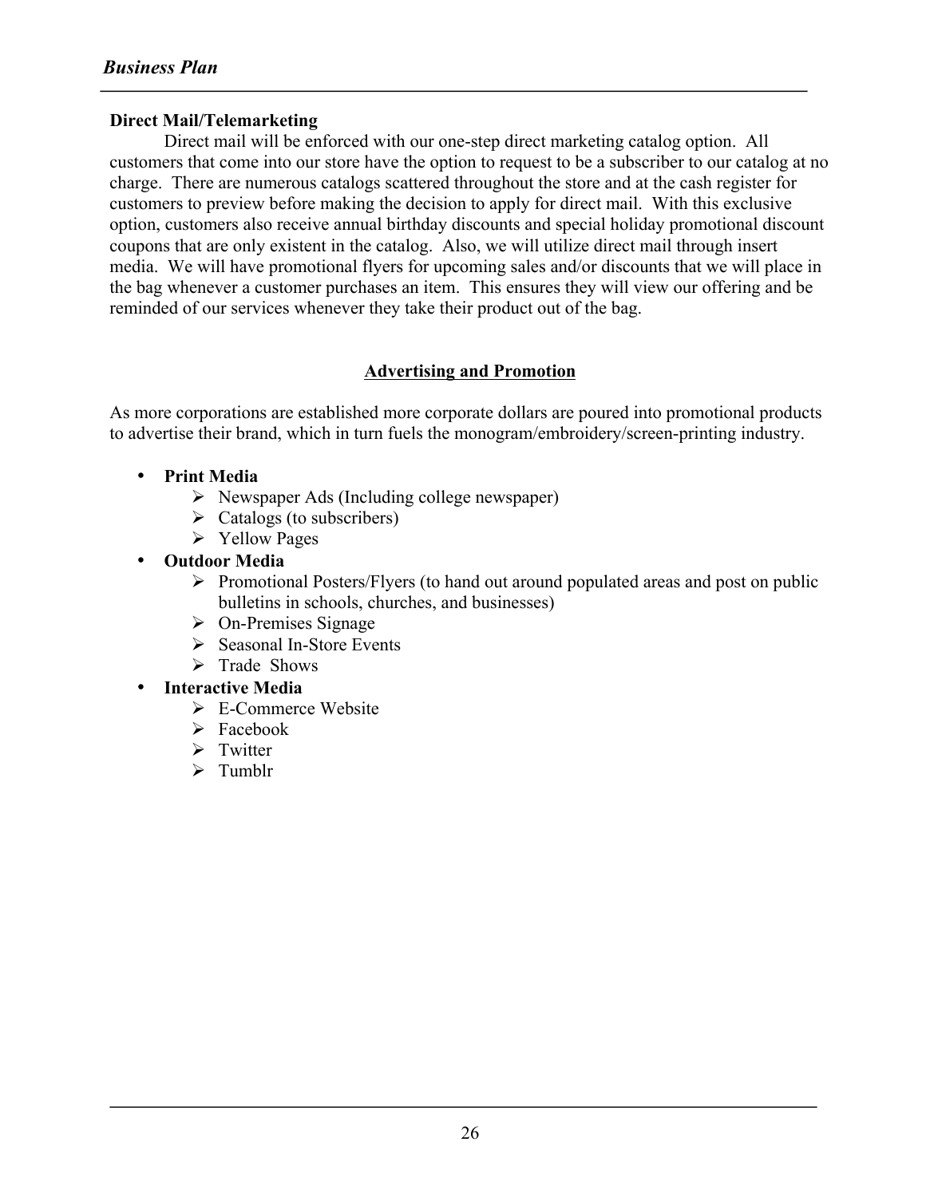**Direct Mail/Telemarketing**

Direct mail will be enforced with our one-step direct marketing catalog option. All customers that come into our store have the option to request to be a subscriber to our catalog at no charge. There are numerous catalogs scattered throughout the store and at the cash register for customers to preview before making the decision to apply for direct mail. With this exclusive option, customers also receive annual birthday discounts and special holiday promotional discount coupons that are only existent in the catalog. Also, we will utilize direct mail through insert media. We will have promotional flyers for upcoming sales and/or discounts that we will place in the bag whenever a customer purchases an item. This ensures they will view our offering and be reminded of our services whenever they take their product out of the bag.

## Advertising and Promotion

As more corporations are established more corporate dollars are poured into promotional products to advertise their brand, which in turn fuels the monogram/embroidery/screen-printing industry.

- **Print Media**
  - Newspaper Ads (Including college newspaper)
  - Catalogs (to subscribers)
  - Yellow Pages
- **Outdoor Media**
  - Promotional Posters/Flyers (to hand out around populated areas and post on public bulletins in schools, churches, and businesses)
  - On-Premises Signage
  - Seasonal In-Store Events
  - Trade Shows
- **Interactive Media**
  - E-Commerce Website
  - Facebook
  - Twitter
  - Tumblr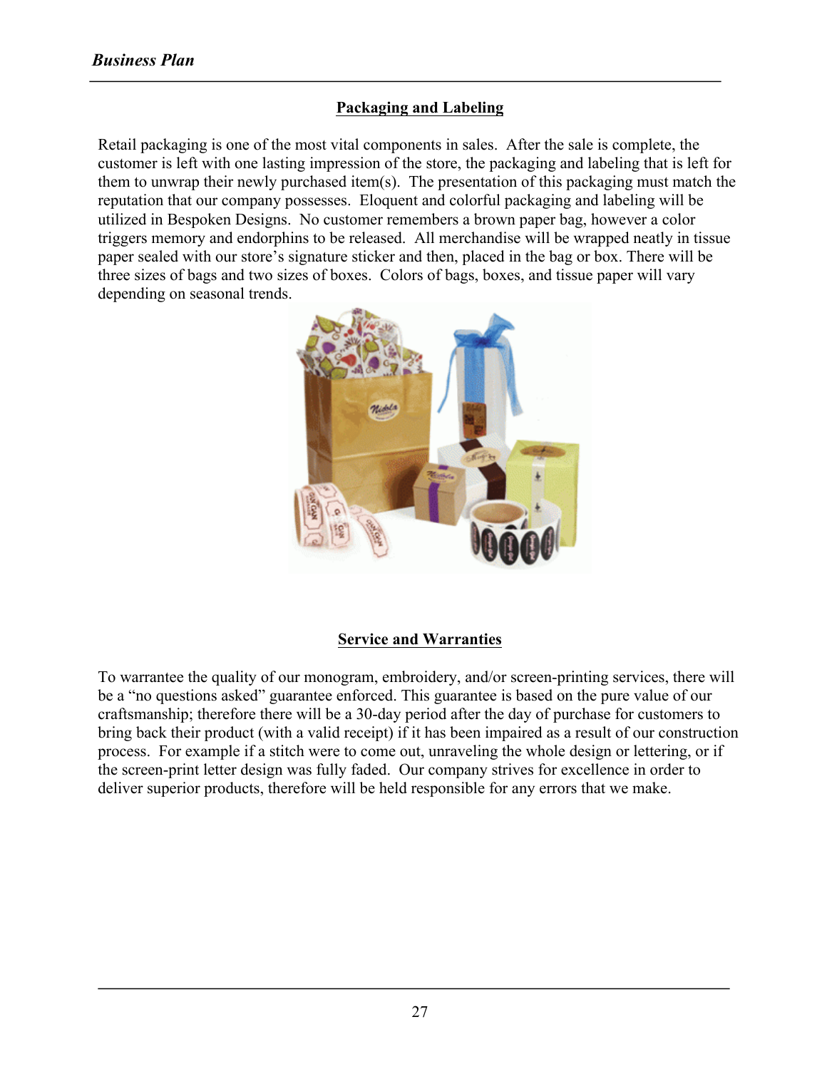## Packaging and Labeling

Retail packaging is one of the most vital components in sales. After the sale is complete, the customer is left with one lasting impression of the store, the packaging and labeling that is left for them to unwrap their newly purchased item(s). The presentation of this packaging must match the reputation that our company possesses. Eloquent and colorful packaging and labeling will be utilized in Bespoken Designs. No customer remembers a brown paper bag, however a color triggers memory and endorphins to be released. All merchandise will be wrapped neatly in tissue paper sealed with our store's signature sticker and then, placed in the bag or box. There will be three sizes of bags and two sizes of boxes. Colors of bags, boxes, and tissue paper will vary depending on seasonal trends.

## Service and Warranties

To warrantee the quality of our monogram, embroidery, and/or screen-printing services, there will be a "no questions asked" guarantee enforced. This guarantee is based on the pure value of our craftsmanship; therefore there will be a 30-day period after the day of purchase for customers to bring back their product (with a valid receipt) if it has been impaired as a result of our construction process. For example if a stitch were to come out, unraveling the whole design or lettering, or if the screen-print letter design was fully faded. Our company strives for excellence in order to deliver superior products, therefore will be held responsible for any errors that we make.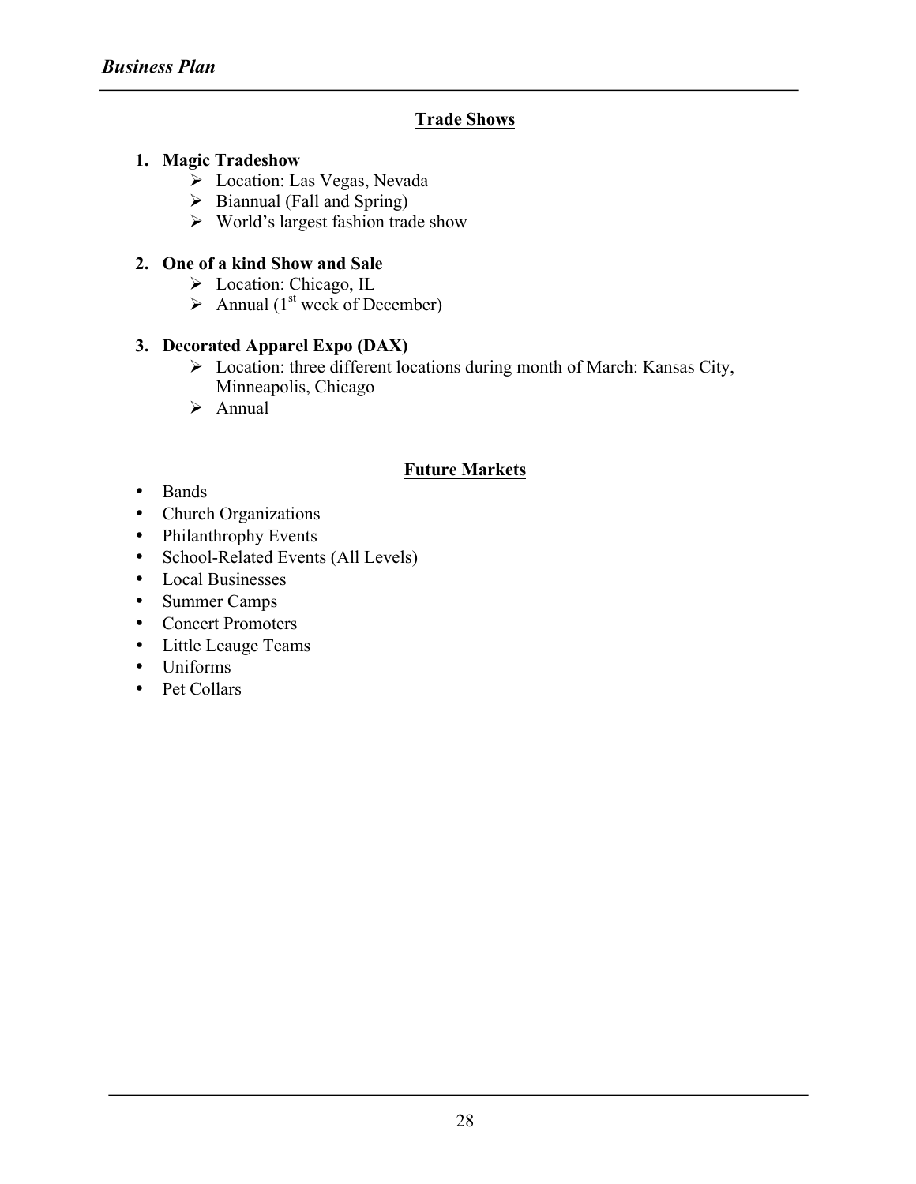## Trade Shows

1. **Magic Tradeshow**
    - Location: Las Vegas, Nevada
    - Biannual (Fall and Spring)
    - World's largest fashion trade show

2. **One of a kind Show and Sale**
    - Location: Chicago, IL
    - Annual (1st week of December)

3. **Decorated Apparel Expo (DAX)**
    - Location: three different locations during month of March: Kansas City, Minneapolis, Chicago
    - Annual

## Future Markets

- Bands
- Church Organizations
- Philanthrophy Events
- School-Related Events (All Levels)
- Local Businesses
- Summer Camps
- Concert Promoters
- Little Leauge Teams
- Uniforms
- Pet Collars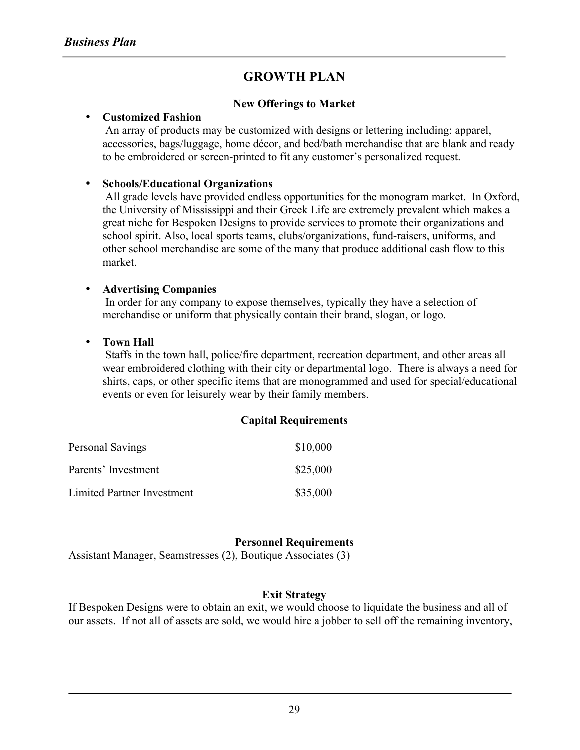## GROWTH PLAN

### New Offerings to Market

- **Customized Fashion**
  An array of products may be customized with designs or lettering including: apparel, accessories, bags/luggage, home décor, and bed/bath merchandise that are blank and ready to be embroidered or screen-printed to fit any customer's personalized request.

- **Schools/Educational Organizations**
  All grade levels have provided endless opportunities for the monogram market. In Oxford, the University of Mississippi and their Greek Life are extremely prevalent which makes a great niche for Bespoken Designs to provide services to promote their organizations and school spirit. Also, local sports teams, clubs/organizations, fund-raisers, uniforms, and other school merchandise are some of the many that produce additional cash flow to this market.

- **Advertising Companies**
  In order for any company to expose themselves, typically they have a selection of merchandise or uniform that physically contain their brand, slogan, or logo.

- **Town Hall**
  Staffs in the town hall, police/fire department, recreation department, and other areas all wear embroidered clothing with their city or departmental logo. There is always a need for shirts, caps, or other specific items that are monogrammed and used for special/educational events or even for leisurely wear by their family members.

### Capital Requirements

| | |
|---|---|
| Personal Savings | $10,000 |
| Parents' Investment | $25,000 |
| Limited Partner Investment | $35,000 |

### Personnel Requirements

Assistant Manager, Seamstresses (2), Boutique Associates (3)

### Exit Strategy

If Bespoken Designs were to obtain an exit, we would choose to liquidate the business and all of our assets. If not all of assets are sold, we would hire a jobber to sell off the remaining inventory,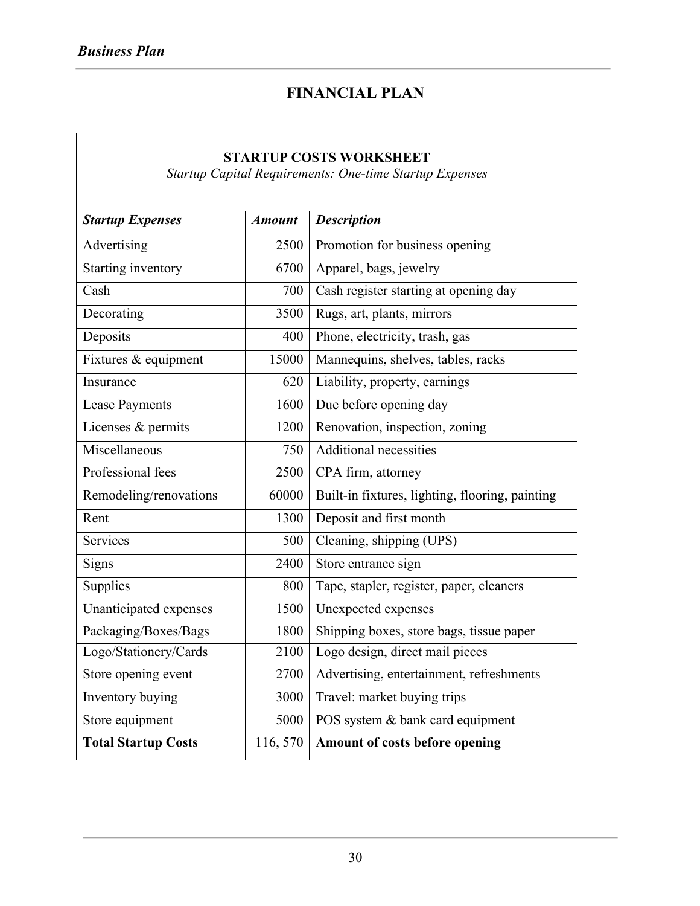# FINANCIAL PLAN

**STARTUP COSTS WORKSHEET**

*Startup Capital Requirements: One-time Startup Expenses*

| *Startup Expenses* | *Amount* | *Description* |
|---|---:|---|
| Advertising | 2500 | Promotion for business opening |
| Starting inventory | 6700 | Apparel, bags, jewelry |
| Cash | 700 | Cash register starting at opening day |
| Decorating | 3500 | Rugs, art, plants, mirrors |
| Deposits | 400 | Phone, electricity, trash, gas |
| Fixtures & equipment | 15000 | Mannequins, shelves, tables, racks |
| Insurance | 620 | Liability, property, earnings |
| Lease Payments | 1600 | Due before opening day |
| Licenses & permits | 1200 | Renovation, inspection, zoning |
| Miscellaneous | 750 | Additional necessities |
| Professional fees | 2500 | CPA firm, attorney |
| Remodeling/renovations | 60000 | Built-in fixtures, lighting, flooring, painting |
| Rent | 1300 | Deposit and first month |
| Services | 500 | Cleaning, shipping (UPS) |
| Signs | 2400 | Store entrance sign |
| Supplies | 800 | Tape, stapler, register, paper, cleaners |
| Unanticipated expenses | 1500 | Unexpected expenses |
| Packaging/Boxes/Bags | 1800 | Shipping boxes, store bags, tissue paper |
| Logo/Stationery/Cards | 2100 | Logo design, direct mail pieces |
| Store opening event | 2700 | Advertising, entertainment, refreshments |
| Inventory buying | 3000 | Travel: market buying trips |
| Store equipment | 5000 | POS system & bank card equipment |
| **Total Startup Costs** | 116, 570 | **Amount of costs before opening** |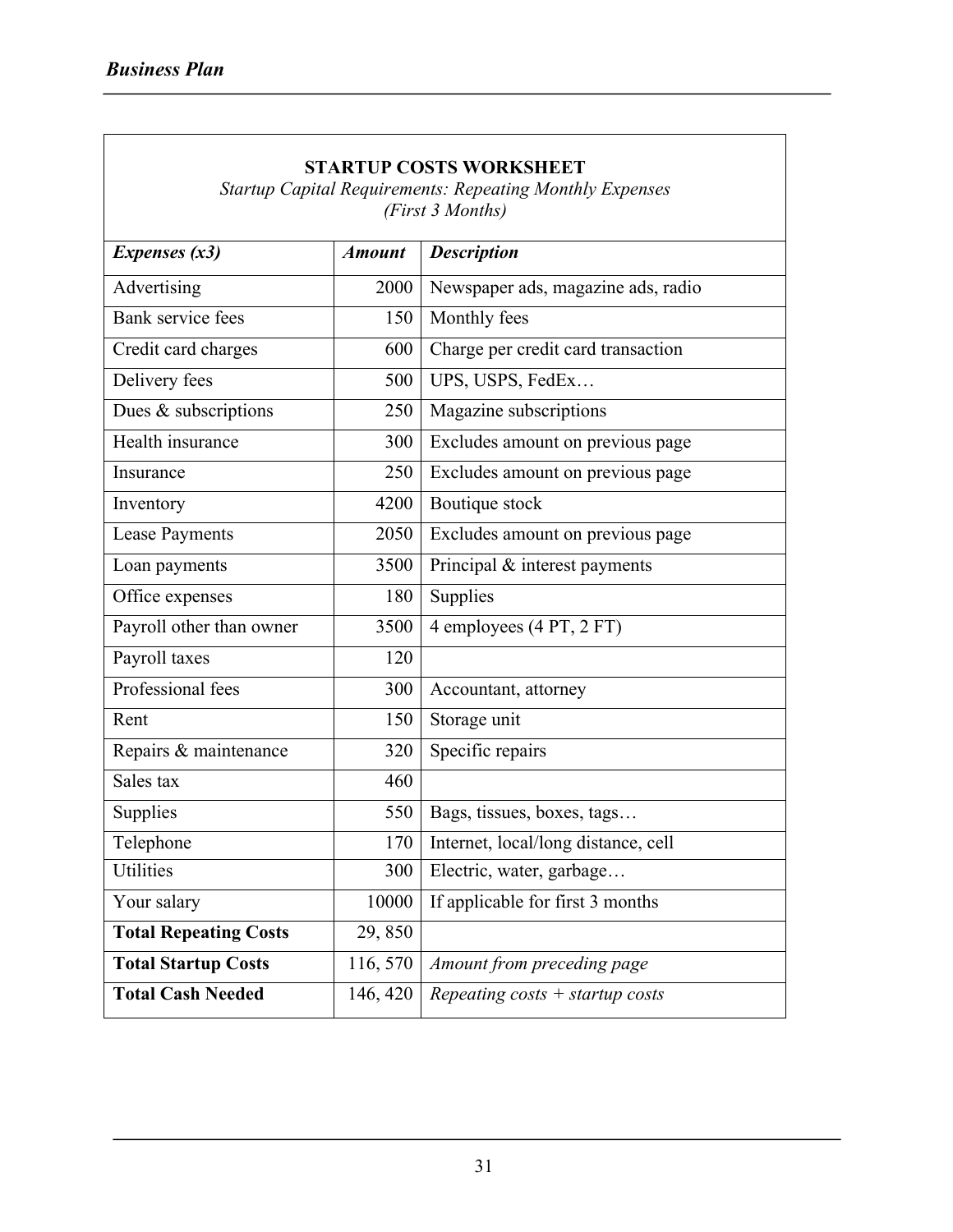| **STARTUP COSTS WORKSHEET**<br>*Startup Capital Requirements: Repeating Monthly Expenses*<br>*(First 3 Months)* | | |
|---|---|---|
| ***Expenses (x3)*** | ***Amount*** | ***Description*** |
| Advertising | 2000 | Newspaper ads, magazine ads, radio |
| Bank service fees | 150 | Monthly fees |
| Credit card charges | 600 | Charge per credit card transaction |
| Delivery fees | 500 | UPS, USPS, FedEx… |
| Dues & subscriptions | 250 | Magazine subscriptions |
| Health insurance | 300 | Excludes amount on previous page |
| Insurance | 250 | Excludes amount on previous page |
| Inventory | 4200 | Boutique stock |
| Lease Payments | 2050 | Excludes amount on previous page |
| Loan payments | 3500 | Principal & interest payments |
| Office expenses | 180 | Supplies |
| Payroll other than owner | 3500 | 4 employees (4 PT, 2 FT) |
| Payroll taxes | 120 | |
| Professional fees | 300 | Accountant, attorney |
| Rent | 150 | Storage unit |
| Repairs & maintenance | 320 | Specific repairs |
| Sales tax | 460 | |
| Supplies | 550 | Bags, tissues, boxes, tags… |
| Telephone | 170 | Internet, local/long distance, cell |
| Utilities | 300 | Electric, water, garbage… |
| Your salary | 10000 | If applicable for first 3 months |
| **Total Repeating Costs** | 29, 850 | |
| **Total Startup Costs** | 116, 570 | *Amount from preceding page* |
| **Total Cash Needed** | 146, 420 | *Repeating costs + startup costs* |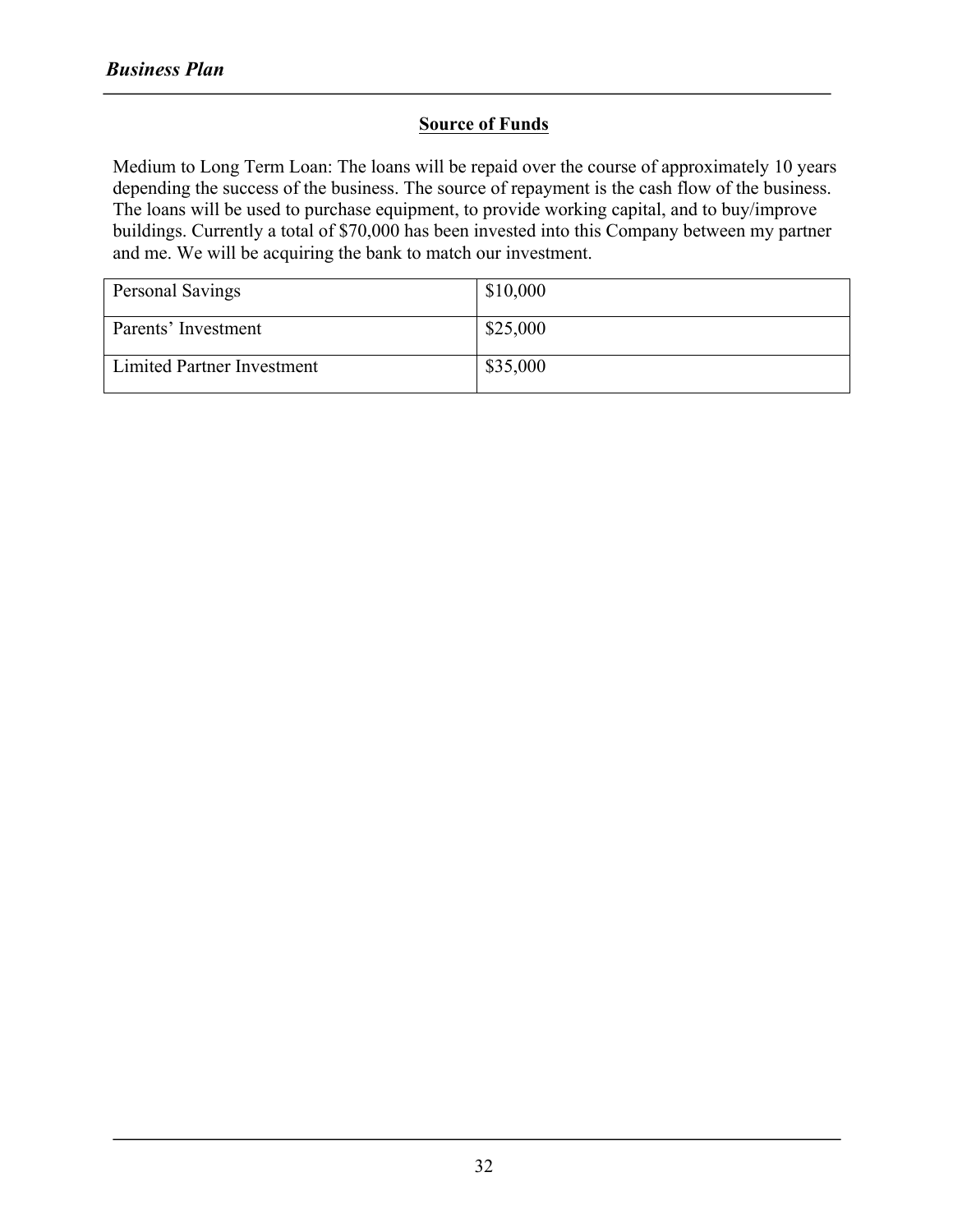**Source of Funds**

Medium to Long Term Loan: The loans will be repaid over the course of approximately 10 years depending the success of the business. The source of repayment is the cash flow of the business. The loans will be used to purchase equipment, to provide working capital, and to buy/improve buildings. Currently a total of $70,000 has been invested into this Company between my partner and me. We will be acquiring the bank to match our investment.

| | |
|---|---|
| Personal Savings | $10,000 |
| Parents' Investment | $25,000 |
| Limited Partner Investment | $35,000 |